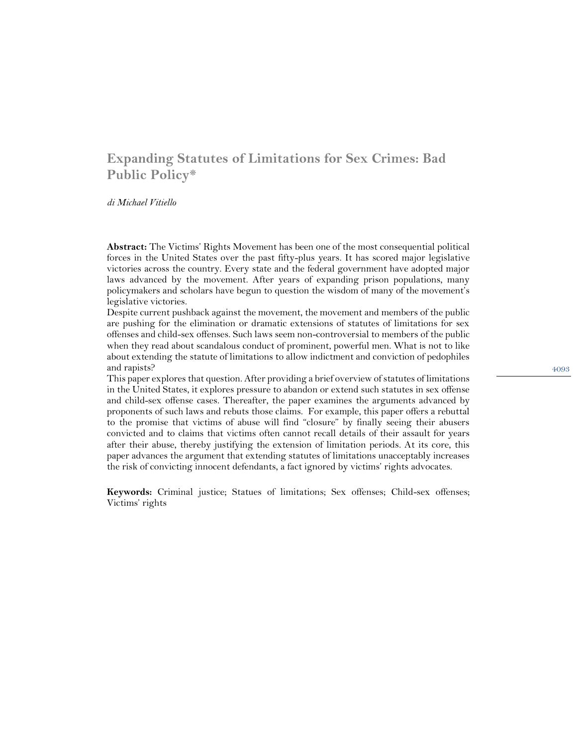# Expanding Statutes of Limitations for Sex Crimes: Bad Public Policy*

*di Michael Vitiello*

**Abstract:** The Victims' Rights Movement has been one of the most consequential political forces in the United States over the past fifty-plus years. It has scored major legislative victories across the country. Every state and the federal government have adopted major laws advanced by the movement. After years of expanding prison populations, many policymakers and scholars have begun to question the wisdom of many of the movement's legislative victories.

Despite current pushback against the movement, the movement and members of the public are pushing for the elimination or dramatic extensions of statutes of limitations for sex offenses and child-sex offenses. Such laws seem non-controversial to members of the public when they read about scandalous conduct of prominent, powerful men. What is not to like about extending the statute of limitations to allow indictment and conviction of pedophiles and rapists?

This paper explores that question. After providing a brief overview of statutes of limitations in the United States, it explores pressure to abandon or extend such statutes in sex offense and child-sex offense cases. Thereafter, the paper examines the arguments advanced by proponents of such laws and rebuts those claims. For example, this paper offers a rebuttal to the promise that victims of abuse will find "closure" by finally seeing their abusers convicted and to claims that victims often cannot recall details of their assault for years after their abuse, thereby justifying the extension of limitation periods. At its core, this paper advances the argument that extending statutes of limitations unacceptably increases the risk of convicting innocent defendants, a fact ignored by victims' rights advocates.

**Keywords:** Criminal justice; Statues of limitations; Sex offenses; Child-sex offenses; Victims' rights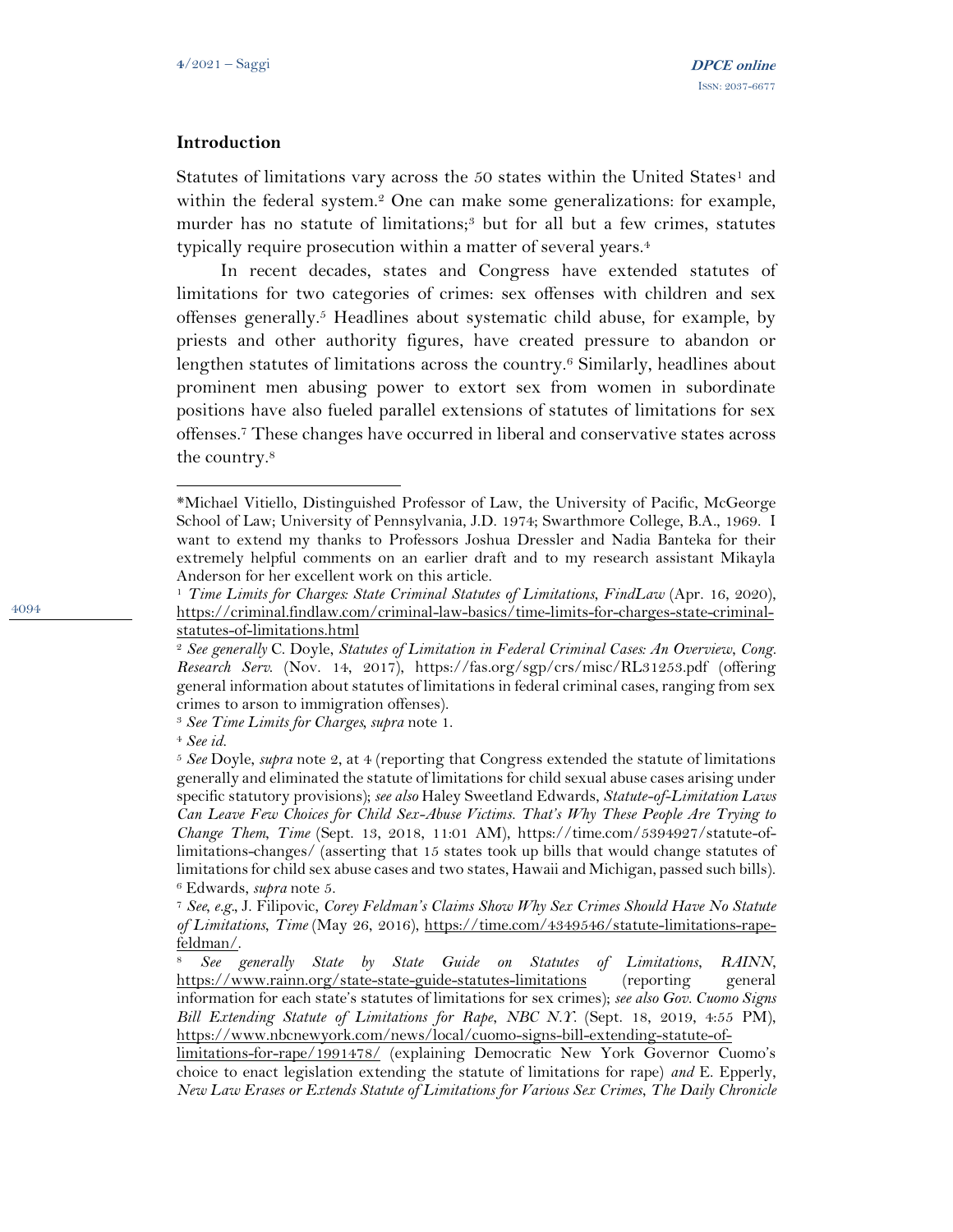## Introduction

Statutes of limitations vary across the 50 states within the United States[1] and within the federal system.[2] One can make some generalizations: for example, murder has no statute of limitations;[3] but for all but a few crimes, statutes typically require prosecution within a matter of several years.[4]

In recent decades, states and Congress have extended statutes of limitations for two categories of crimes: sex offenses with children and sex offenses generally.[5] Headlines about systematic child abuse, for example, by priests and other authority figures, have created pressure to abandon or lengthen statutes of limitations across the country.[6] Similarly, headlines about prominent men abusing power to extort sex from women in subordinate positions have also fueled parallel extensions of statutes of limitations for sex offenses.[7] These changes have occurred in liberal and conservative states across the country.[8]

---

*Michael Vitiello, Distinguished Professor of Law, the University of Pacific, McGeorge School of Law; University of Pennsylvania, J.D. 1974; Swarthmore College, B.A., 1969. I want to extend my thanks to Professors Joshua Dressler and Nadia Banteka for their extremely helpful comments on an earlier draft and to my research assistant Mikayla Anderson for her excellent work on this article.

[1] *Time Limits for Charges: State Criminal Statutes of Limitations*, *FindLaw* (Apr. 16, 2020), https://criminal.findlaw.com/criminal-law-basics/time-limits-for-charges-state-criminal-statutes-of-limitations.html

[2] *See generally* C. Doyle, *Statutes of Limitation in Federal Criminal Cases: An Overview*, *Cong. Research Serv.* (Nov. 14, 2017), https://fas.org/sgp/crs/misc/RL31253.pdf (offering general information about statutes of limitations in federal criminal cases, ranging from sex crimes to arson to immigration offenses).

[3] *See Time Limits for Charges*, *supra* note 1.

[4] *See id.*

[5] *See* Doyle, *supra* note 2, at 4 (reporting that Congress extended the statute of limitations generally and eliminated the statute of limitations for child sexual abuse cases arising under specific statutory provisions); *see also* Haley Sweetland Edwards, *Statute-of-Limitation Laws Can Leave Few Choices for Child Sex-Abuse Victims. That's Why These People Are Trying to Change Them*, *Time* (Sept. 13, 2018, 11:01 AM), https://time.com/5394927/statute-of-limitations-changes/ (asserting that 15 states took up bills that would change statutes of limitations for child sex abuse cases and two states, Hawaii and Michigan, passed such bills).

[6] Edwards, *supra* note 5.

[7] *See*, *e.g.*, J. Filipovic, *Corey Feldman's Claims Show Why Sex Crimes Should Have No Statute of Limitations*, *Time* (May 26, 2016), https://time.com/4349546/statute-limitations-rape-feldman/.

[8] *See generally State by State Guide on Statutes of Limitations*, *RAINN*, https://www.rainn.org/state-state-guide-statutes-limitations (reporting general information for each state's statutes of limitations for sex crimes); *see also Gov. Cuomo Signs Bill Extending Statute of Limitations for Rape*, *NBC N.Y.* (Sept. 18, 2019, 4:55 PM), https://www.nbcnewyork.com/news/local/cuomo-signs-bill-extending-statute-of-limitations-for-rape/1991478/ (explaining Democratic New York Governor Cuomo's choice to enact legislation extending the statute of limitations for rape) *and* E. Epperly, *New Law Erases or Extends Statute of Limitations for Various Sex Crimes*, *The Daily Chronicle*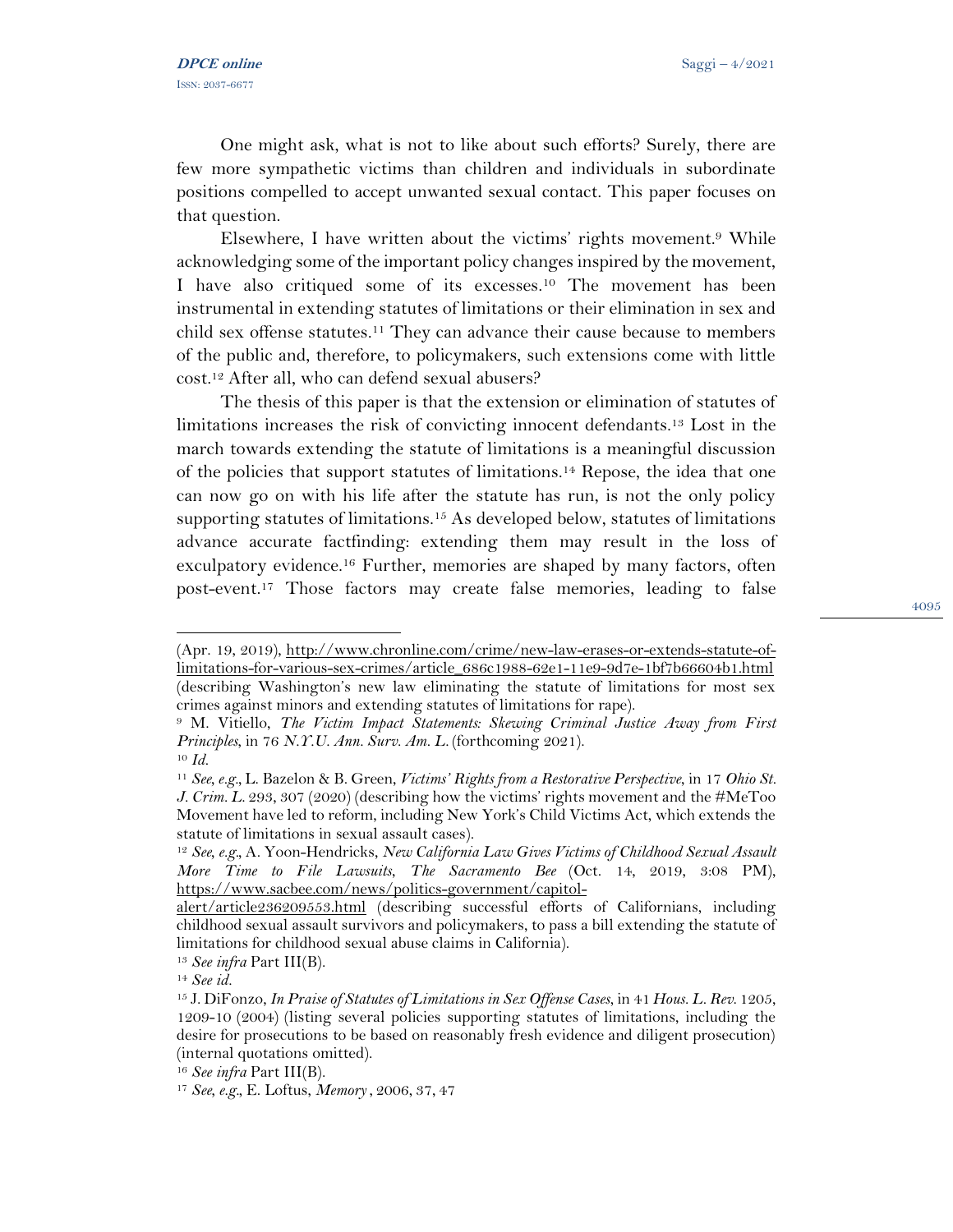One might ask, what is not to like about such efforts? Surely, there are few more sympathetic victims than children and individuals in subordinate positions compelled to accept unwanted sexual contact. This paper focuses on that question.

Elsewhere, I have written about the victims' rights movement.[9] While acknowledging some of the important policy changes inspired by the movement, I have also critiqued some of its excesses.[10] The movement has been instrumental in extending statutes of limitations or their elimination in sex and child sex offense statutes.[11] They can advance their cause because to members of the public and, therefore, to policymakers, such extensions come with little cost.[12] After all, who can defend sexual abusers?

The thesis of this paper is that the extension or elimination of statutes of limitations increases the risk of convicting innocent defendants.[13] Lost in the march towards extending the statute of limitations is a meaningful discussion of the policies that support statutes of limitations.[14] Repose, the idea that one can now go on with his life after the statute has run, is not the only policy supporting statutes of limitations.[15] As developed below, statutes of limitations advance accurate factfinding: extending them may result in the loss of exculpatory evidence.[16] Further, memories are shaped by many factors, often post-event.[17] Those factors may create false memories, leading to false

---

(Apr. 19, 2019), http://www.chronline.com/crime/new-law-erases-or-extends-statute-of-limitations-for-various-sex-crimes/article_686c1988-62e1-11e9-9d7e-1bf7b66604b1.html (describing Washington's new law eliminating the statute of limitations for most sex crimes against minors and extending statutes of limitations for rape).

[9] M. Vitiello, *The Victim Impact Statements: Skewing Criminal Justice Away from First Principles*, in 76 *N.Y.U. Ann. Surv. Am. L.* (forthcoming 2021).

[10] *Id.*

[11] *See, e.g.*, L. Bazelon & B. Green, *Victims' Rights from a Restorative Perspective*, in 17 *Ohio St. J. Crim. L.* 293, 307 (2020) (describing how the victims' rights movement and the #MeToo Movement have led to reform, including New York's Child Victims Act, which extends the statute of limitations in sexual assault cases).

[12] *See, e.g.*, A. Yoon-Hendricks, *New California Law Gives Victims of Childhood Sexual Assault More Time to File Lawsuits*, *The Sacramento Bee* (Oct. 14, 2019, 3:08 PM), https://www.sacbee.com/news/politics-government/capitol-alert/article236209553.html (describing successful efforts of Californians, including childhood sexual assault survivors and policymakers, to pass a bill extending the statute of limitations for childhood sexual abuse claims in California).

[13] *See infra* Part III(B).

[14] *See id.*

[15] J. DiFonzo, *In Praise of Statutes of Limitations in Sex Offense Cases*, in 41 *Hous. L. Rev.* 1205, 1209-10 (2004) (listing several policies supporting statutes of limitations, including the desire for prosecutions to be based on reasonably fresh evidence and diligent prosecution) (internal quotations omitted).

[16] *See infra* Part III(B).

[17] *See, e.g.*, E. Loftus, *Memory*, 2006, 37, 47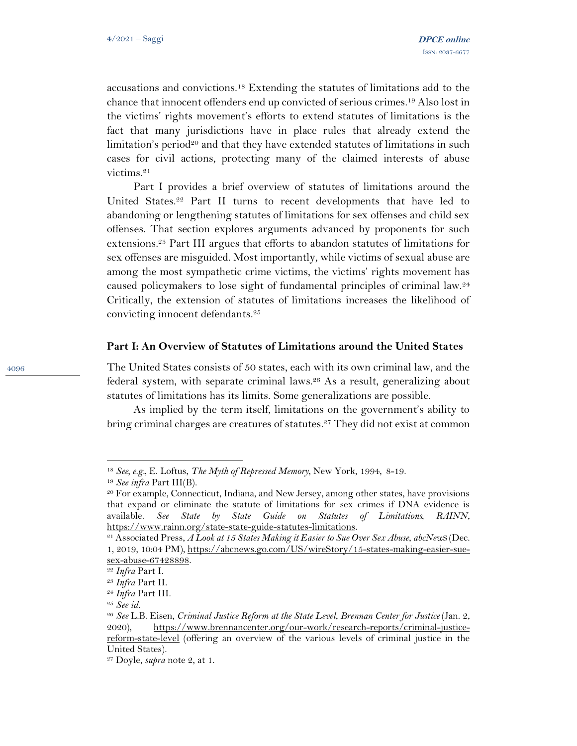accusations and convictions.[18] Extending the statutes of limitations add to the chance that innocent offenders end up convicted of serious crimes.[19] Also lost in the victims' rights movement's efforts to extend statutes of limitations is the fact that many jurisdictions have in place rules that already extend the limitation's period[20] and that they have extended statutes of limitations in such cases for civil actions, protecting many of the claimed interests of abuse victims.[21]

Part I provides a brief overview of statutes of limitations around the United States.[22] Part II turns to recent developments that have led to abandoning or lengthening statutes of limitations for sex offenses and child sex offenses. That section explores arguments advanced by proponents for such extensions.[23] Part III argues that efforts to abandon statutes of limitations for sex offenses are misguided. Most importantly, while victims of sexual abuse are among the most sympathetic crime victims, the victims' rights movement has caused policymakers to lose sight of fundamental principles of criminal law.[24] Critically, the extension of statutes of limitations increases the likelihood of convicting innocent defendants.[25]

## Part I: An Overview of Statutes of Limitations around the United States

The United States consists of 50 states, each with its own criminal law, and the federal system, with separate criminal laws.[26] As a result, generalizing about statutes of limitations has its limits. Some generalizations are possible.

As implied by the term itself, limitations on the government's ability to bring criminal charges are creatures of statutes.[27] They did not exist at common

---

[18] *See, e.g.*, E. Loftus, *The Myth of Repressed Memory*, New York, 1994, 8-19.

[19] *See infra* Part III(B).

[20] For example, Connecticut, Indiana, and New Jersey, among other states, have provisions that expand or eliminate the statute of limitations for sex crimes if DNA evidence is available. *See State by State Guide on Statutes of Limitations, RAINN*, https://www.rainn.org/state-state-guide-statutes-limitations.

[21] Associated Press, *A Look at 15 States Making it Easier to Sue Over Sex Abuse, abcNews* (Dec. 1, 2019, 10:04 PM), https://abcnews.go.com/US/wireStory/15-states-making-easier-sue-sex-abuse-67428898.

[22] *Infra* Part I.

[23] *Infra* Part II.

[24] *Infra* Part III.

[25] *See id.*

[26] *See* L.B. Eisen, *Criminal Justice Reform at the State Level, Brennan Center for Justice* (Jan. 2, 2020), https://www.brennancenter.org/our-work/research-reports/criminal-justice-reform-state-level (offering an overview of the various levels of criminal justice in the United States).

[27] Doyle, *supra* note 2, at 1.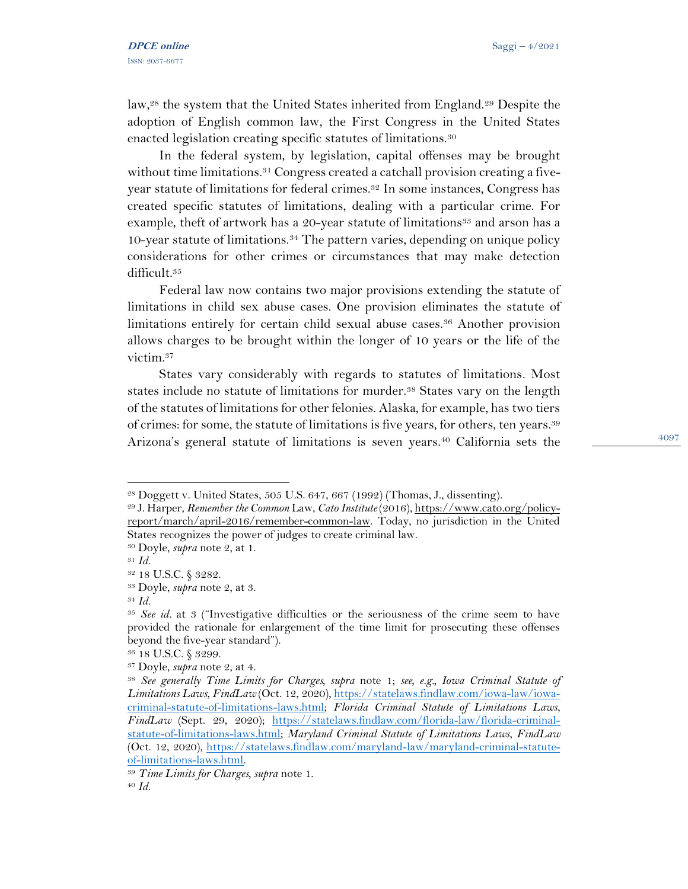law,[28] the system that the United States inherited from England.[29] Despite the adoption of English common law, the First Congress in the United States enacted legislation creating specific statutes of limitations.[30]

In the federal system, by legislation, capital offenses may be brought without time limitations.[31] Congress created a catchall provision creating a five-year statute of limitations for federal crimes.[32] In some instances, Congress has created specific statutes of limitations, dealing with a particular crime. For example, theft of artwork has a 20-year statute of limitations[33] and arson has a 10-year statute of limitations.[34] The pattern varies, depending on unique policy considerations for other crimes or circumstances that may make detection difficult.[35]

Federal law now contains two major provisions extending the statute of limitations in child sex abuse cases. One provision eliminates the statute of limitations entirely for certain child sexual abuse cases.[36] Another provision allows charges to be brought within the longer of 10 years or the life of the victim.[37]

States vary considerably with regards to statutes of limitations. Most states include no statute of limitations for murder.[38] States vary on the length of the statutes of limitations for other felonies. Alaska, for example, has two tiers of crimes: for some, the statute of limitations is five years, for others, ten years.[39] Arizona's general statute of limitations is seven years.[40] California sets the

---

[28] Doggett v. United States, 505 U.S. 647, 667 (1992) (Thomas, J., dissenting).

[29] J. Harper, *Remember the Common* Law, *Cato Institute* (2016), https://www.cato.org/policy-report/march/april-2016/remember-common-law. Today, no jurisdiction in the United States recognizes the power of judges to create criminal law.

[30] Doyle, *supra* note 2, at 1.

[31] *Id.*

[32] 18 U.S.C. § 3282.

[33] Doyle, *supra* note 2, at 3.

[34] *Id.*

[35] *See id.* at 3 ("Investigative difficulties or the seriousness of the crime seem to have provided the rationale for enlargement of the time limit for prosecuting these offenses beyond the five-year standard").

[36] 18 U.S.C. § 3299.

[37] Doyle, *supra* note 2, at 4.

[38] *See generally Time Limits for Charges, supra* note 1; *see, e.g., Iowa Criminal Statute of Limitations Laws, FindLaw* (Oct. 12, 2020), https://statelaws.findlaw.com/iowa-law/iowa-criminal-statute-of-limitations-laws.html; *Florida Criminal Statute of Limitations Laws, FindLaw* (Sept. 29, 2020); https://statelaws.findlaw.com/florida-law/florida-criminal-statute-of-limitations-laws.html; *Maryland Criminal Statute of Limitations Laws, FindLaw* (Oct. 12, 2020), https://statelaws.findlaw.com/maryland-law/maryland-criminal-statute-of-limitations-laws.html.

[39] *Time Limits for Charges, supra* note 1.

[40] *Id.*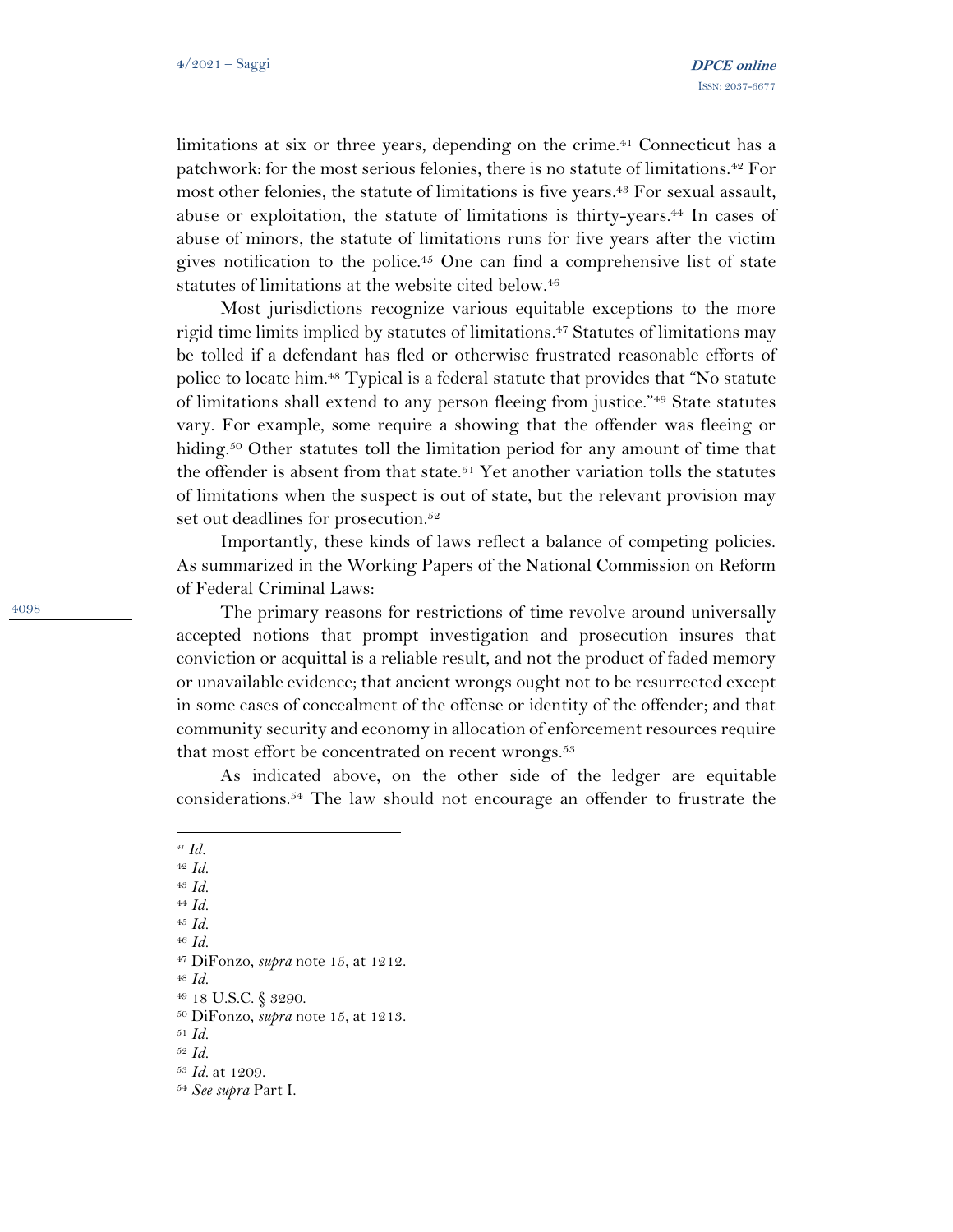limitations at six or three years, depending on the crime.[41] Connecticut has a patchwork: for the most serious felonies, there is no statute of limitations.[42] For most other felonies, the statute of limitations is five years.[43] For sexual assault, abuse or exploitation, the statute of limitations is thirty-years.[44] In cases of abuse of minors, the statute of limitations runs for five years after the victim gives notification to the police.[45] One can find a comprehensive list of state statutes of limitations at the website cited below.[46]

Most jurisdictions recognize various equitable exceptions to the more rigid time limits implied by statutes of limitations.[47] Statutes of limitations may be tolled if a defendant has fled or otherwise frustrated reasonable efforts of police to locate him.[48] Typical is a federal statute that provides that "No statute of limitations shall extend to any person fleeing from justice."[49] State statutes vary. For example, some require a showing that the offender was fleeing or hiding.[50] Other statutes toll the limitation period for any amount of time that the offender is absent from that state.[51] Yet another variation tolls the statutes of limitations when the suspect is out of state, but the relevant provision may set out deadlines for prosecution.[52]

Importantly, these kinds of laws reflect a balance of competing policies. As summarized in the Working Papers of the National Commission on Reform of Federal Criminal Laws:

The primary reasons for restrictions of time revolve around universally accepted notions that prompt investigation and prosecution insures that conviction or acquittal is a reliable result, and not the product of faded memory or unavailable evidence; that ancient wrongs ought not to be resurrected except in some cases of concealment of the offense or identity of the offender; and that community security and economy in allocation of enforcement resources require that most effort be concentrated on recent wrongs.[53]

As indicated above, on the other side of the ledger are equitable considerations.[54] The law should not encourage an offender to frustrate the

---

[41] *Id.*
[42] *Id.*
[43] *Id.*
[44] *Id.*
[45] *Id.*
[46] *Id.*
[47] DiFonzo, *supra* note 15, at 1212.
[48] *Id.*
[49] 18 U.S.C. § 3290.
[50] DiFonzo, *supra* note 15, at 1213.
[51] *Id.*
[52] *Id.*
[53] *Id.* at 1209.
[54] *See supra* Part I.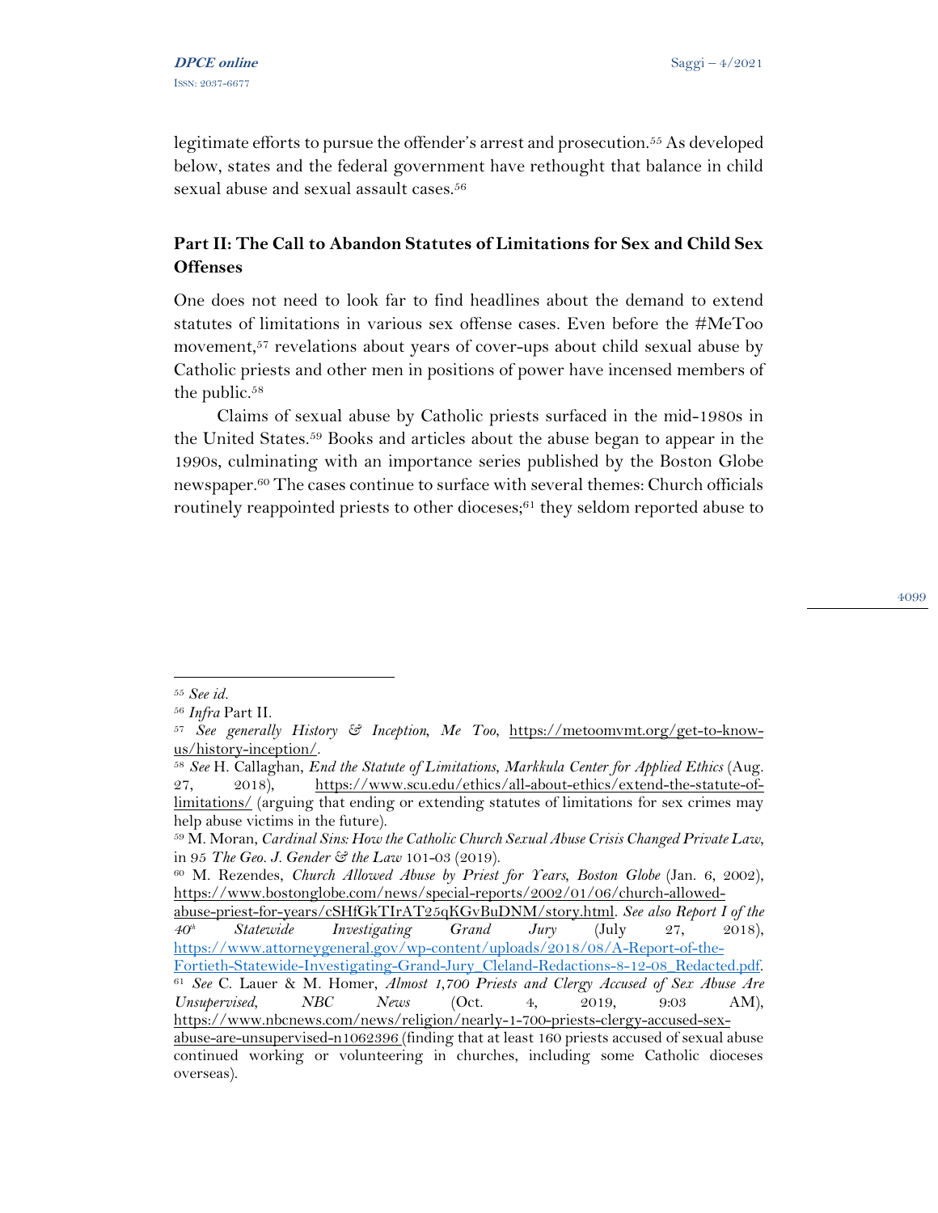legitimate efforts to pursue the offender's arrest and prosecution.[55] As developed below, states and the federal government have rethought that balance in child sexual abuse and sexual assault cases.[56]

## Part II: The Call to Abandon Statutes of Limitations for Sex and Child Sex Offenses

One does not need to look far to find headlines about the demand to extend statutes of limitations in various sex offense cases. Even before the #MeToo movement,[57] revelations about years of cover-ups about child sexual abuse by Catholic priests and other men in positions of power have incensed members of the public.[58]

Claims of sexual abuse by Catholic priests surfaced in the mid-1980s in the United States.[59] Books and articles about the abuse began to appear in the 1990s, culminating with an importance series published by the Boston Globe newspaper.[60] The cases continue to surface with several themes: Church officials routinely reappointed priests to other dioceses;[61] they seldom reported abuse to

---

[55] *See id.*

[56] *Infra* Part II.

[57] *See generally History & Inception, Me Too*, https://metoomvmt.org/get-to-know-us/history-inception/.

[58] *See* H. Callaghan, *End the Statute of Limitations*, *Markkula Center for Applied Ethics* (Aug. 27, 2018), https://www.scu.edu/ethics/all-about-ethics/extend-the-statute-of-limitations/ (arguing that ending or extending statutes of limitations for sex crimes may help abuse victims in the future).

[59] M. Moran, *Cardinal Sins: How the Catholic Church Sexual Abuse Crisis Changed Private Law*, in 95 *The Geo. J. Gender & the Law* 101-03 (2019).

[60] M. Rezendes, *Church Allowed Abuse by Priest for Years*, *Boston Globe* (Jan. 6, 2002), https://www.bostonglobe.com/news/special-reports/2002/01/06/church-allowed-abuse-priest-for-years/cSHfGkTIrAT25qKGvBuDNM/story.html. *See also Report I of the 40th Statewide Investigating Grand Jury* (July 27, 2018), https://www.attorneygeneral.gov/wp-content/uploads/2018/08/A-Report-of-the-Fortieth-Statewide-Investigating-Grand-Jury_Cleland-Redactions-8-12-08_Redacted.pdf.

[61] *See* C. Lauer & M. Homer, *Almost 1,700 Priests and Clergy Accused of Sex Abuse Are Unsupervised*, *NBC News* (Oct. 4, 2019, 9:03 AM), https://www.nbcnews.com/news/religion/nearly-1-700-priests-clergy-accused-sex-abuse-are-unsupervised-n1062396 (finding that at least 160 priests accused of sexual abuse continued working or volunteering in churches, including some Catholic dioceses overseas).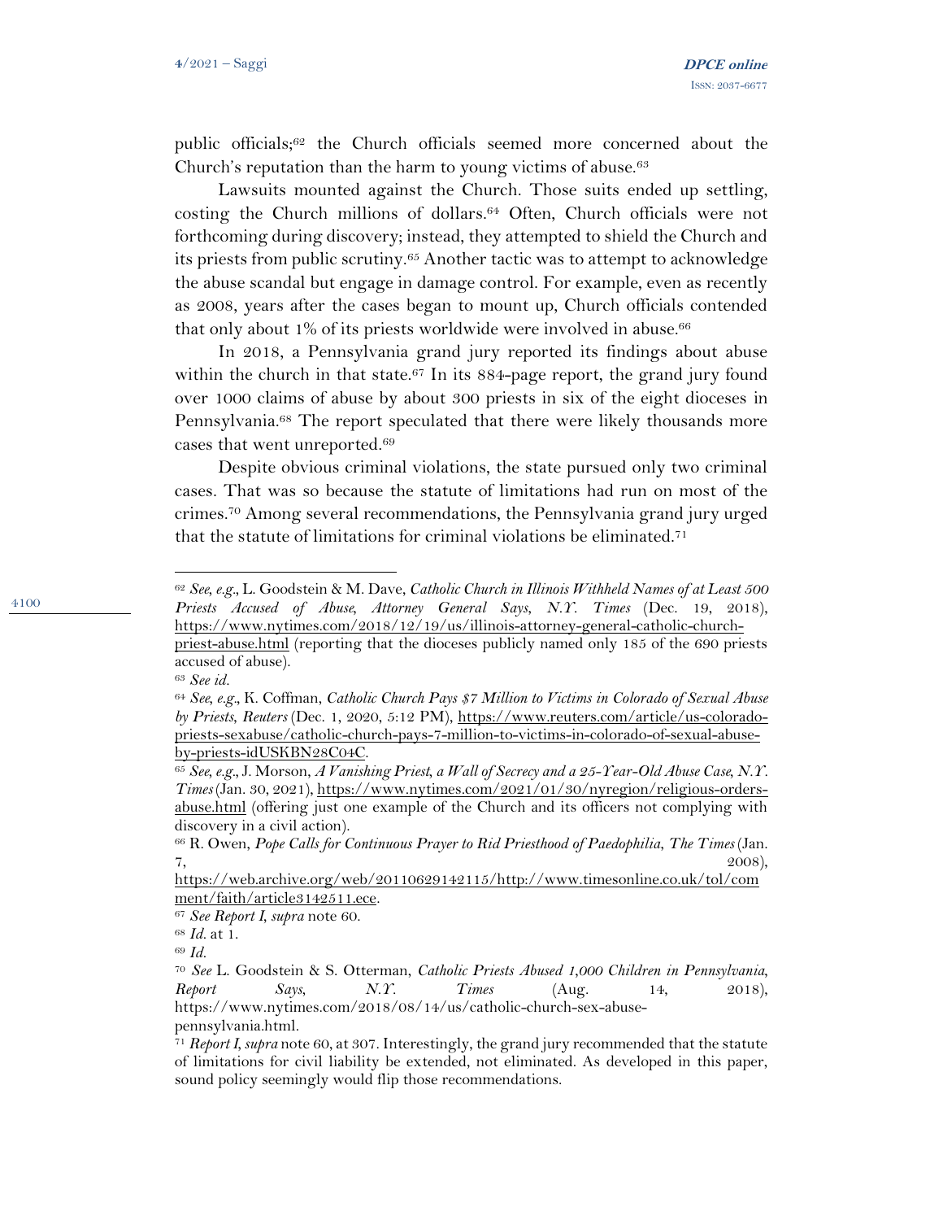public officials;[62] the Church officials seemed more concerned about the Church's reputation than the harm to young victims of abuse.[63]

Lawsuits mounted against the Church. Those suits ended up settling, costing the Church millions of dollars.[64] Often, Church officials were not forthcoming during discovery; instead, they attempted to shield the Church and its priests from public scrutiny.[65] Another tactic was to attempt to acknowledge the abuse scandal but engage in damage control. For example, even as recently as 2008, years after the cases began to mount up, Church officials contended that only about 1% of its priests worldwide were involved in abuse.[66]

In 2018, a Pennsylvania grand jury reported its findings about abuse within the church in that state.[67] In its 884-page report, the grand jury found over 1000 claims of abuse by about 300 priests in six of the eight dioceses in Pennsylvania.[68] The report speculated that there were likely thousands more cases that went unreported.[69]

Despite obvious criminal violations, the state pursued only two criminal cases. That was so because the statute of limitations had run on most of the crimes.[70] Among several recommendations, the Pennsylvania grand jury urged that the statute of limitations for criminal violations be eliminated.[71]

---

[62] *See, e.g.*, L. Goodstein & M. Dave, *Catholic Church in Illinois Withheld Names of at Least 500 Priests Accused of Abuse, Attorney General Says, N.Y. Times* (Dec. 19, 2018), https://www.nytimes.com/2018/12/19/us/illinois-attorney-general-catholic-church-priest-abuse.html (reporting that the dioceses publicly named only 185 of the 690 priests accused of abuse).

[63] *See id.*

[64] *See, e.g.*, K. Coffman, *Catholic Church Pays $7 Million to Victims in Colorado of Sexual Abuse by Priests, Reuters* (Dec. 1, 2020, 5:12 PM), https://www.reuters.com/article/us-colorado-priests-sexabuse/catholic-church-pays-7-million-to-victims-in-colorado-of-sexual-abuse-by-priests-idUSKBN28C04C.

[65] *See, e.g.*, J. Morson, *A Vanishing Priest, a Wall of Secrecy and a 25-Year-Old Abuse Case, N.Y. Times* (Jan. 30, 2021), https://www.nytimes.com/2021/01/30/nyregion/religious-orders-abuse.html (offering just one example of the Church and its officers not complying with discovery in a civil action).

[66] R. Owen, *Pope Calls for Continuous Prayer to Rid Priesthood of Paedophilia, The Times* (Jan. 7, 2008), https://web.archive.org/web/20110629142115/http://www.timesonline.co.uk/tol/comment/faith/article3142511.ece.

[67] *See Report I*, *supra* note 60.

[68] *Id.* at 1.

[69] *Id.*

[70] *See* L. Goodstein & S. Otterman, *Catholic Priests Abused 1,000 Children in Pennsylvania, Report Says, N.Y. Times* (Aug. 14, 2018), https://www.nytimes.com/2018/08/14/us/catholic-church-sex-abuse-pennsylvania.html.

[71] *Report I*, *supra* note 60, at 307. Interestingly, the grand jury recommended that the statute of limitations for civil liability be extended, not eliminated. As developed in this paper, sound policy seemingly would flip those recommendations.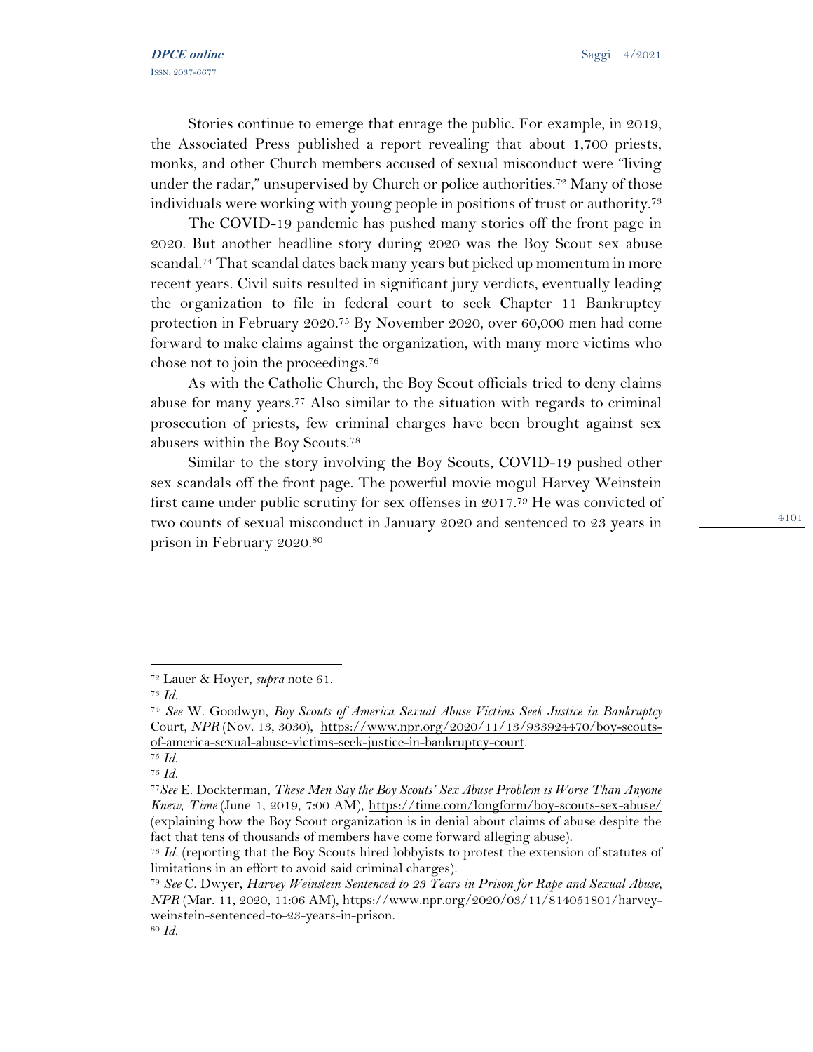Stories continue to emerge that enrage the public. For example, in 2019, the Associated Press published a report revealing that about 1,700 priests, monks, and other Church members accused of sexual misconduct were "living under the radar," unsupervised by Church or police authorities.[72] Many of those individuals were working with young people in positions of trust or authority.[73]

The COVID-19 pandemic has pushed many stories off the front page in 2020. But another headline story during 2020 was the Boy Scout sex abuse scandal.[74] That scandal dates back many years but picked up momentum in more recent years. Civil suits resulted in significant jury verdicts, eventually leading the organization to file in federal court to seek Chapter 11 Bankruptcy protection in February 2020.[75] By November 2020, over 60,000 men had come forward to make claims against the organization, with many more victims who chose not to join the proceedings.[76]

As with the Catholic Church, the Boy Scout officials tried to deny claims abuse for many years.[77] Also similar to the situation with regards to criminal prosecution of priests, few criminal charges have been brought against sex abusers within the Boy Scouts.[78]

Similar to the story involving the Boy Scouts, COVID-19 pushed other sex scandals off the front page. The powerful movie mogul Harvey Weinstein first came under public scrutiny for sex offenses in 2017.[79] He was convicted of two counts of sexual misconduct in January 2020 and sentenced to 23 years in prison in February 2020.[80]

---

[72] Lauer & Hoyer, *supra* note 61.

[73] *Id.*

[74] *See* W. Goodwyn, *Boy Scouts of America Sexual Abuse Victims Seek Justice in Bankruptcy* Court, *NPR* (Nov. 13, 3030), https://www.npr.org/2020/11/13/933924470/boy-scouts-of-america-sexual-abuse-victims-seek-justice-in-bankruptcy-court.

[75] *Id.*

[76] *Id.*

[77] *See* E. Dockterman, *These Men Say the Boy Scouts' Sex Abuse Problem is Worse Than Anyone Knew*, *Time* (June 1, 2019, 7:00 AM), https://time.com/longform/boy-scouts-sex-abuse/ (explaining how the Boy Scout organization is in denial about claims of abuse despite the fact that tens of thousands of members have come forward alleging abuse).

[78] *Id.* (reporting that the Boy Scouts hired lobbyists to protest the extension of statutes of limitations in an effort to avoid said criminal charges).

[79] *See* C. Dwyer, *Harvey Weinstein Sentenced to 23 Years in Prison for Rape and Sexual Abuse*, *NPR* (Mar. 11, 2020, 11:06 AM), https://www.npr.org/2020/03/11/814051801/harvey-weinstein-sentenced-to-23-years-in-prison.

[80] *Id.*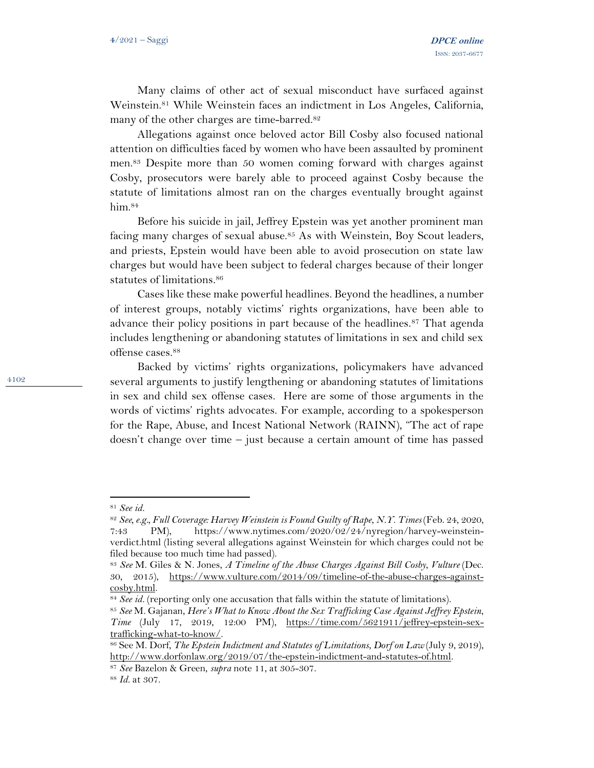Many claims of other act of sexual misconduct have surfaced against Weinstein.[81] While Weinstein faces an indictment in Los Angeles, California, many of the other charges are time-barred.[82]

Allegations against once beloved actor Bill Cosby also focused national attention on difficulties faced by women who have been assaulted by prominent men.[83] Despite more than 50 women coming forward with charges against Cosby, prosecutors were barely able to proceed against Cosby because the statute of limitations almost ran on the charges eventually brought against him.[84]

Before his suicide in jail, Jeffrey Epstein was yet another prominent man facing many charges of sexual abuse.[85] As with Weinstein, Boy Scout leaders, and priests, Epstein would have been able to avoid prosecution on state law charges but would have been subject to federal charges because of their longer statutes of limitations.[86]

Cases like these make powerful headlines. Beyond the headlines, a number of interest groups, notably victims' rights organizations, have been able to advance their policy positions in part because of the headlines.[87] That agenda includes lengthening or abandoning statutes of limitations in sex and child sex offense cases.[88]

Backed by victims' rights organizations, policymakers have advanced several arguments to justify lengthening or abandoning statutes of limitations in sex and child sex offense cases. Here are some of those arguments in the words of victims' rights advocates. For example, according to a spokesperson for the Rape, Abuse, and Incest National Network (RAINN), "The act of rape doesn't change over time – just because a certain amount of time has passed

---

[81] *See id.*

[82] *See, e.g.*, *Full Coverage: Harvey Weinstein is Found Guilty of Rape*, *N.Y. Times* (Feb. 24, 2020, 7:43 PM), https://www.nytimes.com/2020/02/24/nyregion/harvey-weinstein-verdict.html (listing several allegations against Weinstein for which charges could not be filed because too much time had passed).

[83] *See* M. Giles & N. Jones, *A Timeline of the Abuse Charges Against Bill Cosby*, *Vulture* (Dec. 30, 2015), https://www.vulture.com/2014/09/timeline-of-the-abuse-charges-against-cosby.html.

[84] *See id.* (reporting only one accusation that falls within the statute of limitations).

[85] *See* M. Gajanan, *Here's What to Know About the Sex Trafficking Case Against Jeffrey Epstein*, *Time* (July 17, 2019, 12:00 PM), https://time.com/5621911/jeffrey-epstein-sex-trafficking-what-to-know/.

[86] See M. Dorf, *The Epstein Indictment and Statutes of Limitations*, *Dorf on Law* (July 9, 2019), http://www.dorfonlaw.org/2019/07/the-epstein-indictment-and-statutes-of.html.

[87] *See* Bazelon & Green, *supra* note 11, at 305-307.

[88] *Id.* at 307.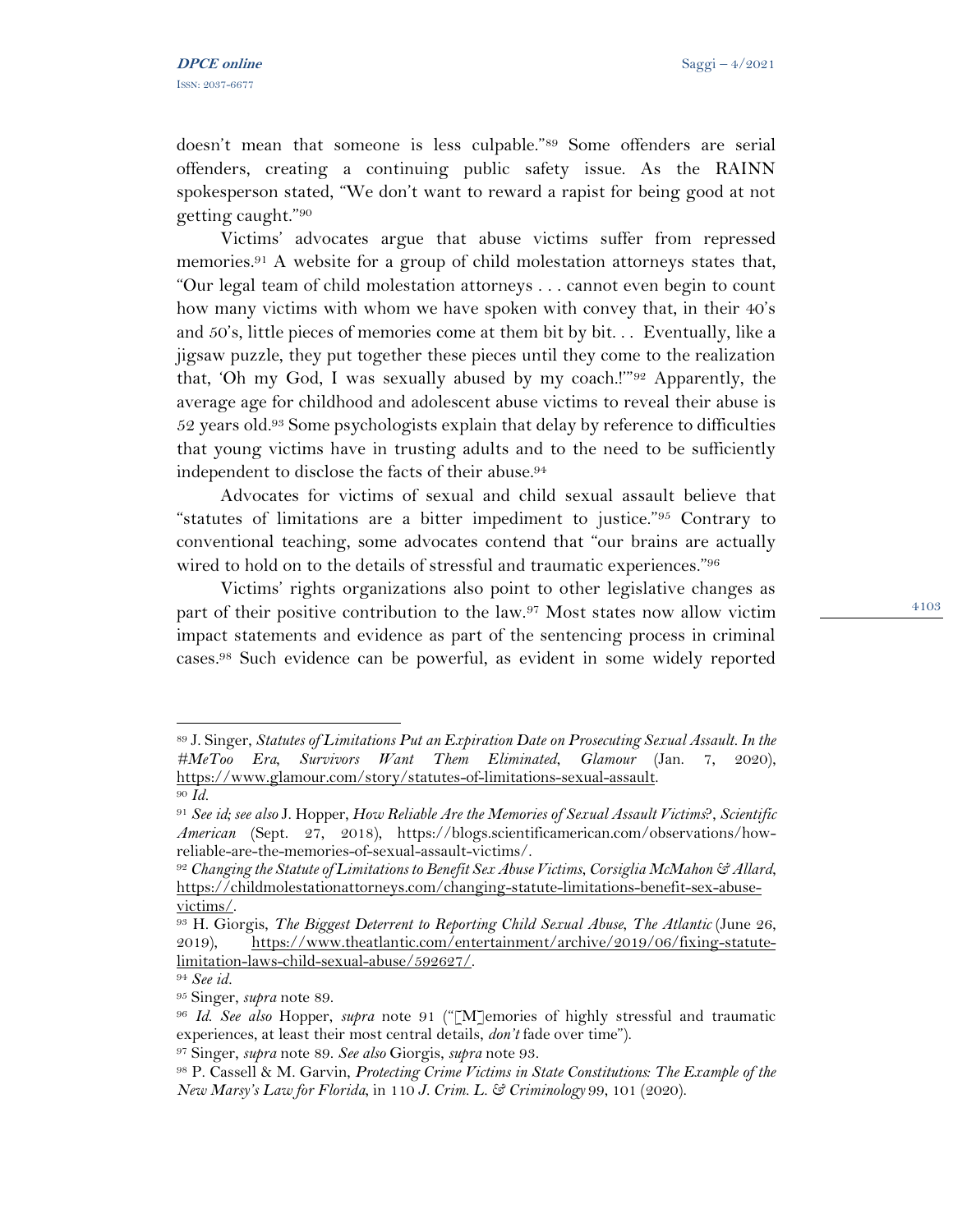doesn't mean that someone is less culpable."[89] Some offenders are serial offenders, creating a continuing public safety issue. As the RAINN spokesperson stated, "We don't want to reward a rapist for being good at not getting caught."[90]

Victims' advocates argue that abuse victims suffer from repressed memories.[91] A website for a group of child molestation attorneys states that, "Our legal team of child molestation attorneys . . . cannot even begin to count how many victims with whom we have spoken with convey that, in their 40's and 50's, little pieces of memories come at them bit by bit. . . Eventually, like a jigsaw puzzle, they put together these pieces until they come to the realization that, 'Oh my God, I was sexually abused by my coach.!'"[92] Apparently, the average age for childhood and adolescent abuse victims to reveal their abuse is 52 years old.[93] Some psychologists explain that delay by reference to difficulties that young victims have in trusting adults and to the need to be sufficiently independent to disclose the facts of their abuse.[94]

Advocates for victims of sexual and child sexual assault believe that "statutes of limitations are a bitter impediment to justice."[95] Contrary to conventional teaching, some advocates contend that "our brains are actually wired to hold on to the details of stressful and traumatic experiences."[96]

Victims' rights organizations also point to other legislative changes as part of their positive contribution to the law.[97] Most states now allow victim impact statements and evidence as part of the sentencing process in criminal cases.[98] Such evidence can be powerful, as evident in some widely reported

---

[89] J. Singer, *Statutes of Limitations Put an Expiration Date on Prosecuting Sexual Assault. In the #MeToo Era, Survivors Want Them Eliminated*, *Glamour* (Jan. 7, 2020), https://www.glamour.com/story/statutes-of-limitations-sexual-assault.

[90] *Id.*

[91] *See id; see also* J. Hopper, *How Reliable Are the Memories of Sexual Assault Victims?*, *Scientific American* (Sept. 27, 2018), https://blogs.scientificamerican.com/observations/how-reliable-are-the-memories-of-sexual-assault-victims/.

[92] *Changing the Statute of Limitations to Benefit Sex Abuse Victims*, *Corsiglia McMahon & Allard*, https://childmolestationattorneys.com/changing-statute-limitations-benefit-sex-abuse-victims/.

[93] H. Giorgis, *The Biggest Deterrent to Reporting Child Sexual Abuse*, *The Atlantic* (June 26, 2019), https://www.theatlantic.com/entertainment/archive/2019/06/fixing-statute-limitation-laws-child-sexual-abuse/592627/.

[94] *See id.*

[95] Singer, *supra* note 89.

[96] *Id. See also* Hopper, *supra* note 91 ("[M]emories of highly stressful and traumatic experiences, at least their most central details, *don't* fade over time").

[97] Singer, *supra* note 89. *See also* Giorgis, *supra* note 93.

[98] P. Cassell & M. Garvin, *Protecting Crime Victims in State Constitutions: The Example of the New Marsy's Law for Florida*, in 110 *J. Crim. L. & Criminology* 99, 101 (2020).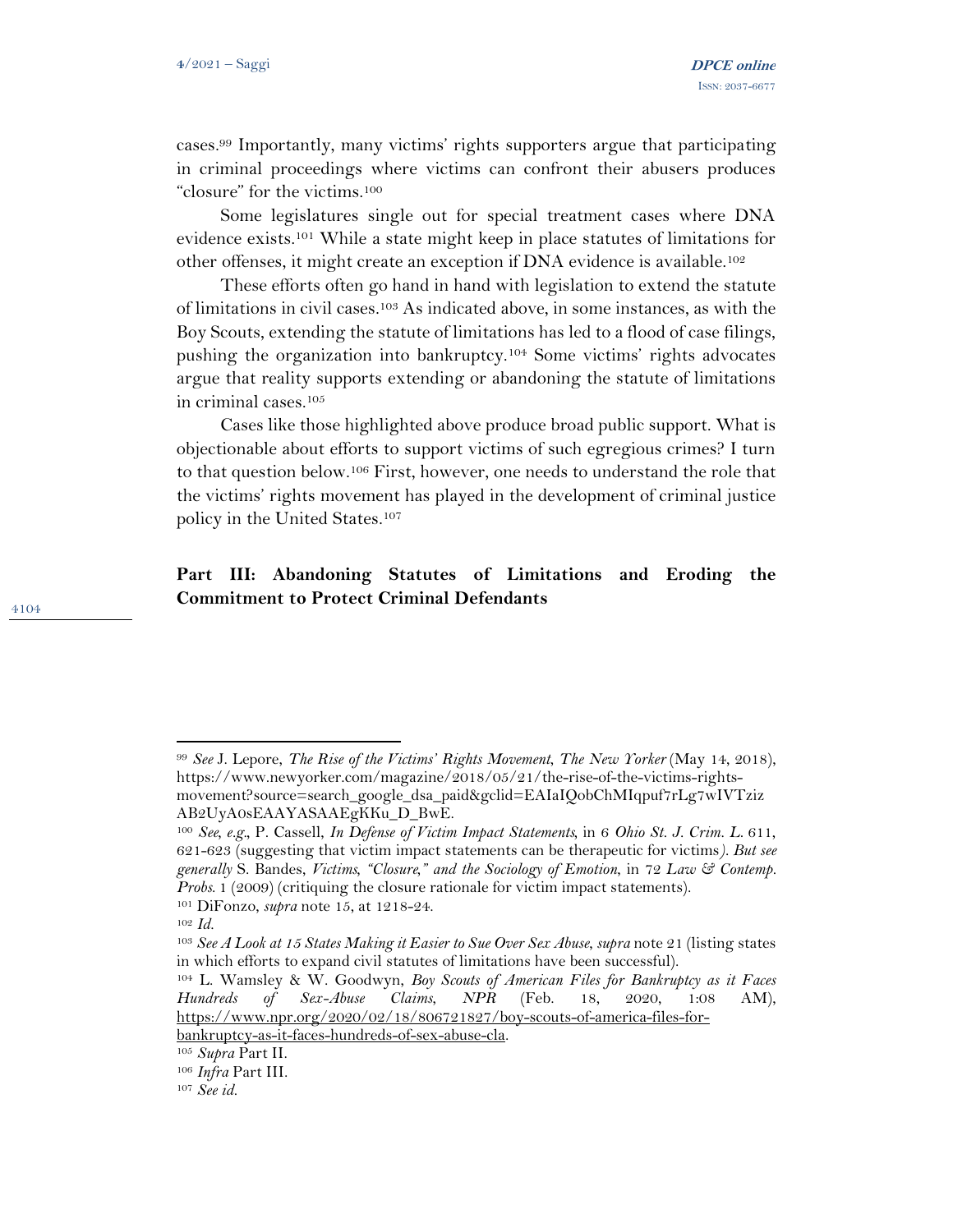cases.[99] Importantly, many victims' rights supporters argue that participating in criminal proceedings where victims can confront their abusers produces "closure" for the victims.[100]

Some legislatures single out for special treatment cases where DNA evidence exists.[101] While a state might keep in place statutes of limitations for other offenses, it might create an exception if DNA evidence is available.[102]

These efforts often go hand in hand with legislation to extend the statute of limitations in civil cases.[103] As indicated above, in some instances, as with the Boy Scouts, extending the statute of limitations has led to a flood of case filings, pushing the organization into bankruptcy.[104] Some victims' rights advocates argue that reality supports extending or abandoning the statute of limitations in criminal cases.[105]

Cases like those highlighted above produce broad public support. What is objectionable about efforts to support victims of such egregious crimes? I turn to that question below.[106] First, however, one needs to understand the role that the victims' rights movement has played in the development of criminal justice policy in the United States.[107]

## Part III: Abandoning Statutes of Limitations and Eroding the Commitment to Protect Criminal Defendants

---

[99] *See* J. Lepore, *The Rise of the Victims' Rights Movement*, *The New Yorker* (May 14, 2018), https://www.newyorker.com/magazine/2018/05/21/the-rise-of-the-victims-rights-movement?source=search_google_dsa_paid&gclid=EAIaIQobChMIqpuf7rLg7wIVTzizAB2UyA0sEAAYASAAEgKKu_D_BwE.

[100] *See, e.g.*, P. Cassell, *In Defense of Victim Impact Statements*, in 6 *Ohio St. J. Crim. L.* 611, 621-623 (suggesting that victim impact statements can be therapeutic for victims). *But see generally* S. Bandes, *Victims, "Closure," and the Sociology of Emotion*, in 72 *Law & Contemp. Probs.* 1 (2009) (critiquing the closure rationale for victim impact statements).

[101] DiFonzo, *supra* note 15, at 1218-24.

[102] *Id.*

[103] *See A Look at 15 States Making it Easier to Sue Over Sex Abuse*, *supra* note 21 (listing states in which efforts to expand civil statutes of limitations have been successful).

[104] L. Wamsley & W. Goodwyn, *Boy Scouts of American Files for Bankruptcy as it Faces Hundreds of Sex-Abuse Claims*, *NPR* (Feb. 18, 2020, 1:08 AM), https://www.npr.org/2020/02/18/806721827/boy-scouts-of-america-files-for-bankruptcy-as-it-faces-hundreds-of-sex-abuse-cla.

[105] *Supra* Part II.

[106] *Infra* Part III.

[107] *See id.*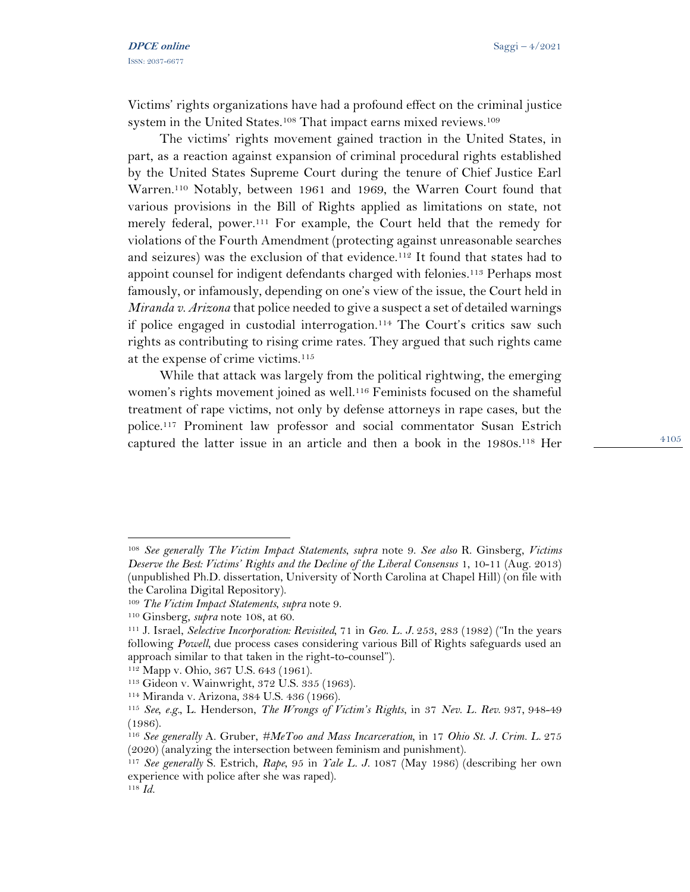Victims' rights organizations have had a profound effect on the criminal justice system in the United States.[108] That impact earns mixed reviews.[109]

The victims' rights movement gained traction in the United States, in part, as a reaction against expansion of criminal procedural rights established by the United States Supreme Court during the tenure of Chief Justice Earl Warren.[110] Notably, between 1961 and 1969, the Warren Court found that various provisions in the Bill of Rights applied as limitations on state, not merely federal, power.[111] For example, the Court held that the remedy for violations of the Fourth Amendment (protecting against unreasonable searches and seizures) was the exclusion of that evidence.[112] It found that states had to appoint counsel for indigent defendants charged with felonies.[113] Perhaps most famously, or infamously, depending on one's view of the issue, the Court held in *Miranda v. Arizona* that police needed to give a suspect a set of detailed warnings if police engaged in custodial interrogation.[114] The Court's critics saw such rights as contributing to rising crime rates. They argued that such rights came at the expense of crime victims.[115]

While that attack was largely from the political rightwing, the emerging women's rights movement joined as well.[116] Feminists focused on the shameful treatment of rape victims, not only by defense attorneys in rape cases, but the police.[117] Prominent law professor and social commentator Susan Estrich captured the latter issue in an article and then a book in the 1980s.[118] Her

---

[108] *See generally The Victim Impact Statements*, *supra* note 9. *See also* R. Ginsberg, *Victims Deserve the Best: Victims' Rights and the Decline of the Liberal Consensus* 1, 10-11 (Aug. 2013) (unpublished Ph.D. dissertation, University of North Carolina at Chapel Hill) (on file with the Carolina Digital Repository).

[109] *The Victim Impact Statements*, *supra* note 9.

[110] Ginsberg, *supra* note 108, at 60.

[111] J. Israel, *Selective Incorporation: Revisited*, 71 in *Geo. L. J.* 253, 283 (1982) ("In the years following *Powell*, due process cases considering various Bill of Rights safeguards used an approach similar to that taken in the right-to-counsel").

[112] Mapp v. Ohio, 367 U.S. 643 (1961).

[113] Gideon v. Wainwright, 372 U.S. 335 (1963).

[114] Miranda v. Arizona, 384 U.S. 436 (1966).

[115] *See*, *e.g.*, L. Henderson, *The Wrongs of Victim's Rights*, in 37 *Nev. L. Rev.* 937, 948-49 (1986).

[116] *See generally* A. Gruber, *#MeToo and Mass Incarceration*, in 17 *Ohio St. J. Crim. L.* 275 (2020) (analyzing the intersection between feminism and punishment).

[117] *See generally* S. Estrich, *Rape*, 95 in *Yale L. J.* 1087 (May 1986) (describing her own experience with police after she was raped).

[118] *Id.*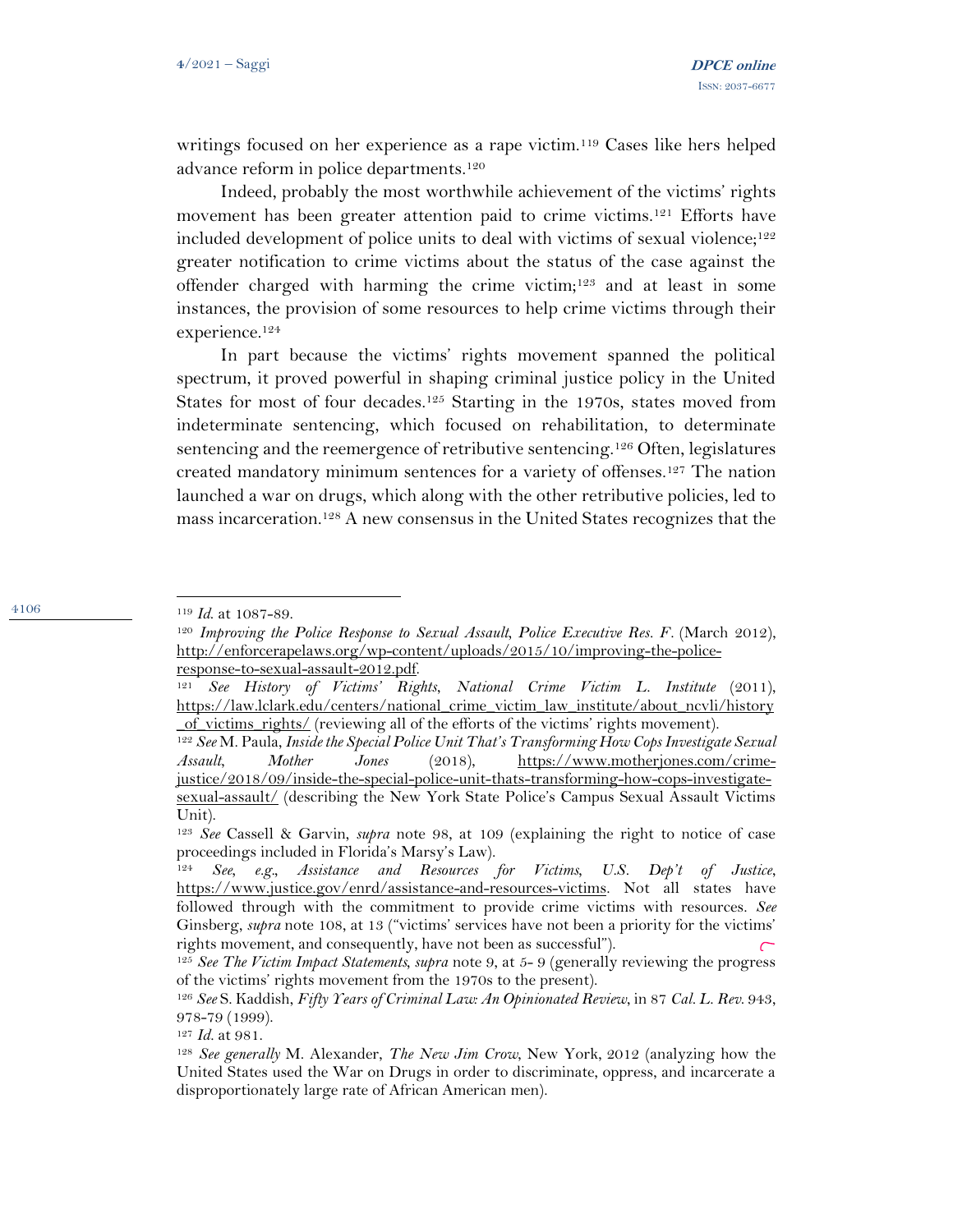writings focused on her experience as a rape victim.[119] Cases like hers helped advance reform in police departments.[120]

Indeed, probably the most worthwhile achievement of the victims' rights movement has been greater attention paid to crime victims.[121] Efforts have included development of police units to deal with victims of sexual violence;[122] greater notification to crime victims about the status of the case against the offender charged with harming the crime victim;[123] and at least in some instances, the provision of some resources to help crime victims through their experience.[124]

In part because the victims' rights movement spanned the political spectrum, it proved powerful in shaping criminal justice policy in the United States for most of four decades.[125] Starting in the 1970s, states moved from indeterminate sentencing, which focused on rehabilitation, to determinate sentencing and the reemergence of retributive sentencing.[126] Often, legislatures created mandatory minimum sentences for a variety of offenses.[127] The nation launched a war on drugs, which along with the other retributive policies, led to mass incarceration.[128] A new consensus in the United States recognizes that the

---

[119] *Id.* at 1087-89.

[120] *Improving the Police Response to Sexual Assault, Police Executive Res. F.* (March 2012), http://enforcerapelaws.org/wp-content/uploads/2015/10/improving-the-police-response-to-sexual-assault-2012.pdf.

[121] *See History of Victims' Rights, National Crime Victim L. Institute* (2011), https://law.lclark.edu/centers/national_crime_victim_law_institute/about_ncvli/history_of_victims_rights/ (reviewing all of the efforts of the victims' rights movement).

[122] *See* M. Paula, *Inside the Special Police Unit That's Transforming How Cops Investigate Sexual Assault, Mother Jones* (2018), https://www.motherjones.com/crime-justice/2018/09/inside-the-special-police-unit-thats-transforming-how-cops-investigate-sexual-assault/ (describing the New York State Police's Campus Sexual Assault Victims Unit).

[123] *See* Cassell & Garvin, *supra* note 98, at 109 (explaining the right to notice of case proceedings included in Florida's Marsy's Law).

[124] *See, e.g., Assistance and Resources for Victims, U.S. Dep't of Justice*, https://www.justice.gov/enrd/assistance-and-resources-victims. Not all states have followed through with the commitment to provide crime victims with resources. *See* Ginsberg, *supra* note 108, at 13 ("victims' services have not been a priority for the victims' rights movement, and consequently, have not been as successful").

[125] *See The Victim Impact Statements*, *supra* note 9, at 5- 9 (generally reviewing the progress of the victims' rights movement from the 1970s to the present).

[126] *See* S. Kaddish, *Fifty Years of Criminal Law: An Opinionated Review*, in 87 *Cal. L. Rev.* 943, 978-79 (1999).

[127] *Id.* at 981.

[128] *See generally* M. Alexander, *The New Jim Crow*, New York, 2012 (analyzing how the United States used the War on Drugs in order to discriminate, oppress, and incarcerate a disproportionately large rate of African American men).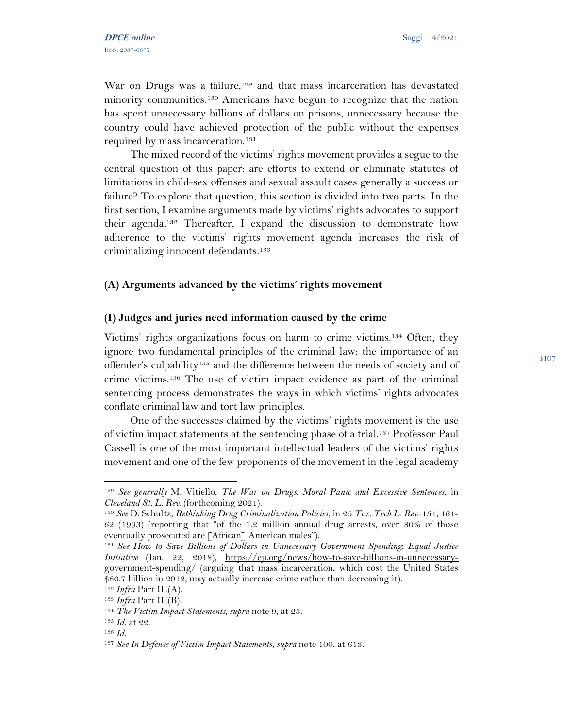War on Drugs was a failure,[129] and that mass incarceration has devastated minority communities.[130] Americans have begun to recognize that the nation has spent unnecessary billions of dollars on prisons, unnecessary because the country could have achieved protection of the public without the expenses required by mass incarceration.[131]

The mixed record of the victims' rights movement provides a segue to the central question of this paper: are efforts to extend or eliminate statutes of limitations in child-sex offenses and sexual assault cases generally a success or failure? To explore that question, this section is divided into two parts. In the first section, I examine arguments made by victims' rights advocates to support their agenda.[132] Thereafter, I expand the discussion to demonstrate how adherence to the victims' rights movement agenda increases the risk of criminalizing innocent defendants.[133]

### (A) Arguments advanced by the victims' rights movement

#### (I) Judges and juries need information caused by the crime

Victims' rights organizations focus on harm to crime victims.[134] Often, they ignore two fundamental principles of the criminal law: the importance of an offender's culpability[135] and the difference between the needs of society and of crime victims.[136] The use of victim impact evidence as part of the criminal sentencing process demonstrates the ways in which victims' rights advocates conflate criminal law and tort law principles.

One of the successes claimed by the victims' rights movement is the use of victim impact statements at the sentencing phase of a trial.[137] Professor Paul Cassell is one of the most important intellectual leaders of the victims' rights movement and one of the few proponents of the movement in the legal academy

---

[129] *See generally* M. Vitiello, *The War on Drugs: Moral Panic and Excessive Sentences*, in *Cleveland St. L. Rev.* (forthcoming 2021).

[130] *See* D. Schultz, *Rethinking Drug Criminalization Policies*, in 25 *Tex. Tech L. Rev.* 151, 161-62 (1993) (reporting that "of the 1.2 million annual drug arrests, over 80% of those eventually prosecuted are [African] American males").

[131] *See How to Save Billions of Dollars in Unnecessary Government Spending*, *Equal Justice Initiative* (Jan. 22, 2018), https://eji.org/news/how-to-save-billions-in-unnecessary-government-spending/ (arguing that mass incarceration, which cost the United States $80.7 billion in 2012, may actually increase crime rather than decreasing it).

[132] *Infra* Part III(A).

[133] *Infra* Part III(B).

[134] *The Victim Impact Statements*, *supra* note 9, at 23.

[135] *Id.* at 22.

[136] *Id.*

[137] *See In Defense of Victim Impact Statements*, *supra* note 100, at 613.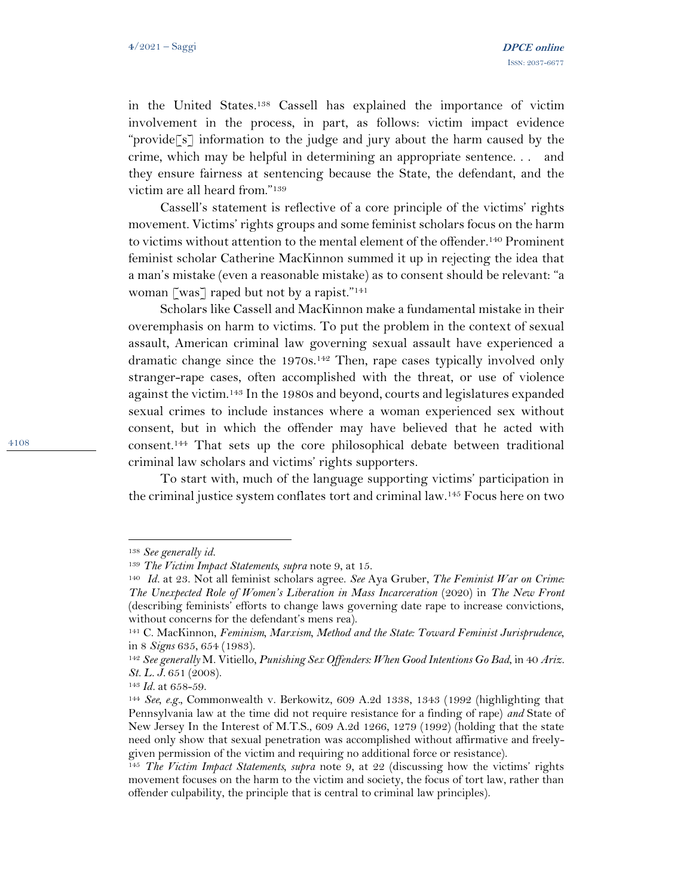in the United States.[138] Cassell has explained the importance of victim involvement in the process, in part, as follows: victim impact evidence "provide[s] information to the judge and jury about the harm caused by the crime, which may be helpful in determining an appropriate sentence. . . and they ensure fairness at sentencing because the State, the defendant, and the victim are all heard from."[139]

Cassell's statement is reflective of a core principle of the victims' rights movement. Victims' rights groups and some feminist scholars focus on the harm to victims without attention to the mental element of the offender.[140] Prominent feminist scholar Catherine MacKinnon summed it up in rejecting the idea that a man's mistake (even a reasonable mistake) as to consent should be relevant: "a woman [was] raped but not by a rapist."[141]

Scholars like Cassell and MacKinnon make a fundamental mistake in their overemphasis on harm to victims. To put the problem in the context of sexual assault, American criminal law governing sexual assault have experienced a dramatic change since the 1970s.[142] Then, rape cases typically involved only stranger-rape cases, often accomplished with the threat, or use of violence against the victim.[143] In the 1980s and beyond, courts and legislatures expanded sexual crimes to include instances where a woman experienced sex without consent, but in which the offender may have believed that he acted with consent.[144] That sets up the core philosophical debate between traditional criminal law scholars and victims' rights supporters.

To start with, much of the language supporting victims' participation in the criminal justice system conflates tort and criminal law.[145] Focus here on two

---

[138] *See generally id.*

[139] *The Victim Impact Statements, supra* note 9, at 15.

[140] *Id.* at 23. Not all feminist scholars agree. *See* Aya Gruber, *The Feminist War on Crime: The Unexpected Role of Women's Liberation in Mass Incarceration* (2020) in *The New Front* (describing feminists' efforts to change laws governing date rape to increase convictions, without concerns for the defendant's mens rea).

[141] C. MacKinnon, *Feminism, Marxism, Method and the State: Toward Feminist Jurisprudence*, in 8 *Signs* 635, 654 (1983).

[142] *See generally* M. Vitiello, *Punishing Sex Offenders: When Good Intentions Go Bad*, in 40 *Ariz. St. L. J.* 651 (2008).

[143] *Id.* at 658-59.

[144] *See, e.g.,* Commonwealth v. Berkowitz, 609 A.2d 1338, 1343 (1992 (highlighting that Pennsylvania law at the time did not require resistance for a finding of rape) *and* State of New Jersey In the Interest of M.T.S., 609 A.2d 1266, 1279 (1992) (holding that the state need only show that sexual penetration was accomplished without affirmative and freely-given permission of the victim and requiring no additional force or resistance).

[145] *The Victim Impact Statements, supra* note 9, at 22 (discussing how the victims' rights movement focuses on the harm to the victim and society, the focus of tort law, rather than offender culpability, the principle that is central to criminal law principles).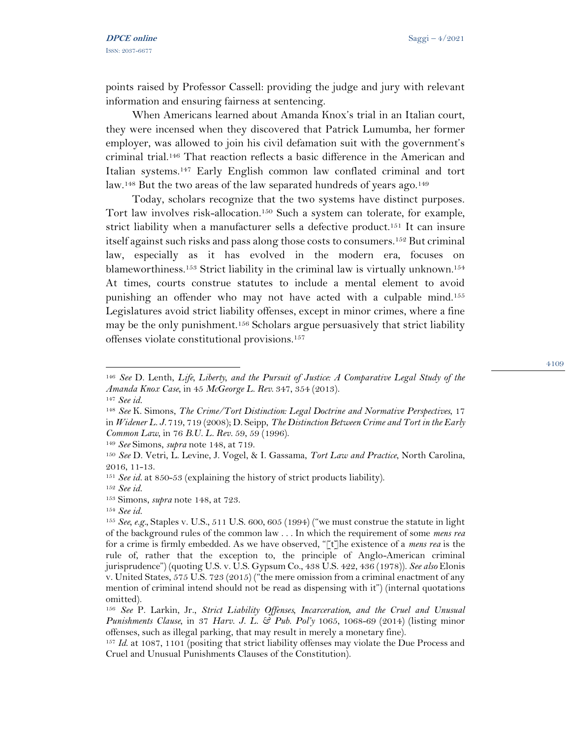points raised by Professor Cassell: providing the judge and jury with relevant information and ensuring fairness at sentencing.

When Americans learned about Amanda Knox's trial in an Italian court, they were incensed when they discovered that Patrick Lumumba, her former employer, was allowed to join his civil defamation suit with the government's criminal trial.[146] That reaction reflects a basic difference in the American and Italian systems.[147] Early English common law conflated criminal and tort law.[148] But the two areas of the law separated hundreds of years ago.[149]

Today, scholars recognize that the two systems have distinct purposes. Tort law involves risk-allocation.[150] Such a system can tolerate, for example, strict liability when a manufacturer sells a defective product.[151] It can insure itself against such risks and pass along those costs to consumers.[152] But criminal law, especially as it has evolved in the modern era, focuses on blameworthiness.[153] Strict liability in the criminal law is virtually unknown.[154] At times, courts construe statutes to include a mental element to avoid punishing an offender who may not have acted with a culpable mind.[155] Legislatures avoid strict liability offenses, except in minor crimes, where a fine may be the only punishment.[156] Scholars argue persuasively that strict liability offenses violate constitutional provisions.[157]

---

[146] *See* D. Lenth, *Life, Liberty, and the Pursuit of Justice: A Comparative Legal Study of the Amanda Knox Case*, in 45 *McGeorge L. Rev.* 347, 354 (2013).

[147] *See id.*

[148] *See* K. Simons, *The Crime/Tort Distinction: Legal Doctrine and Normative Perspectives*, 17 in *Widener L. J.* 719, 719 (2008); D. Seipp, *The Distinction Between Crime and Tort in the Early Common Law*, in 76 *B.U. L. Rev.* 59, 59 (1996).

[149] *See* Simons, *supra* note 148, at 719.

[150] *See* D. Vetri, L. Levine, J. Vogel, & I. Gassama, *Tort Law and Practice*, North Carolina, 2016, 11-13.

[151] *See id.* at 850-53 (explaining the history of strict products liability).

[152] *See id.*

[153] Simons, *supra* note 148, at 723.

[154] *See id.*

[155] *See, e.g.*, Staples v. U.S., 511 U.S. 600, 605 (1994) ("we must construe the statute in light of the background rules of the common law . . . In which the requirement of some *mens rea* for a crime is firmly embedded. As we have observed, "[t]he existence of a *mens rea* is the rule of, rather that the exception to, the principle of Anglo-American criminal jurisprudence") (quoting U.S. v. U.S. Gypsum Co., 438 U.S. 422, 436 (1978)). *See also* Elonis v. United States, 575 U.S. 723 (2015) ("the mere omission from a criminal enactment of any mention of criminal intend should not be read as dispensing with it") (internal quotations omitted).

[156] *See* P. Larkin, Jr., *Strict Liability Offenses, Incarceration, and the Cruel and Unusual Punishments Clause*, in 37 *Harv. J. L. & Pub. Pol'y* 1065, 1068-69 (2014) (listing minor offenses, such as illegal parking, that may result in merely a monetary fine).

[157] *Id.* at 1087, 1101 (positing that strict liability offenses may violate the Due Process and Cruel and Unusual Punishments Clauses of the Constitution).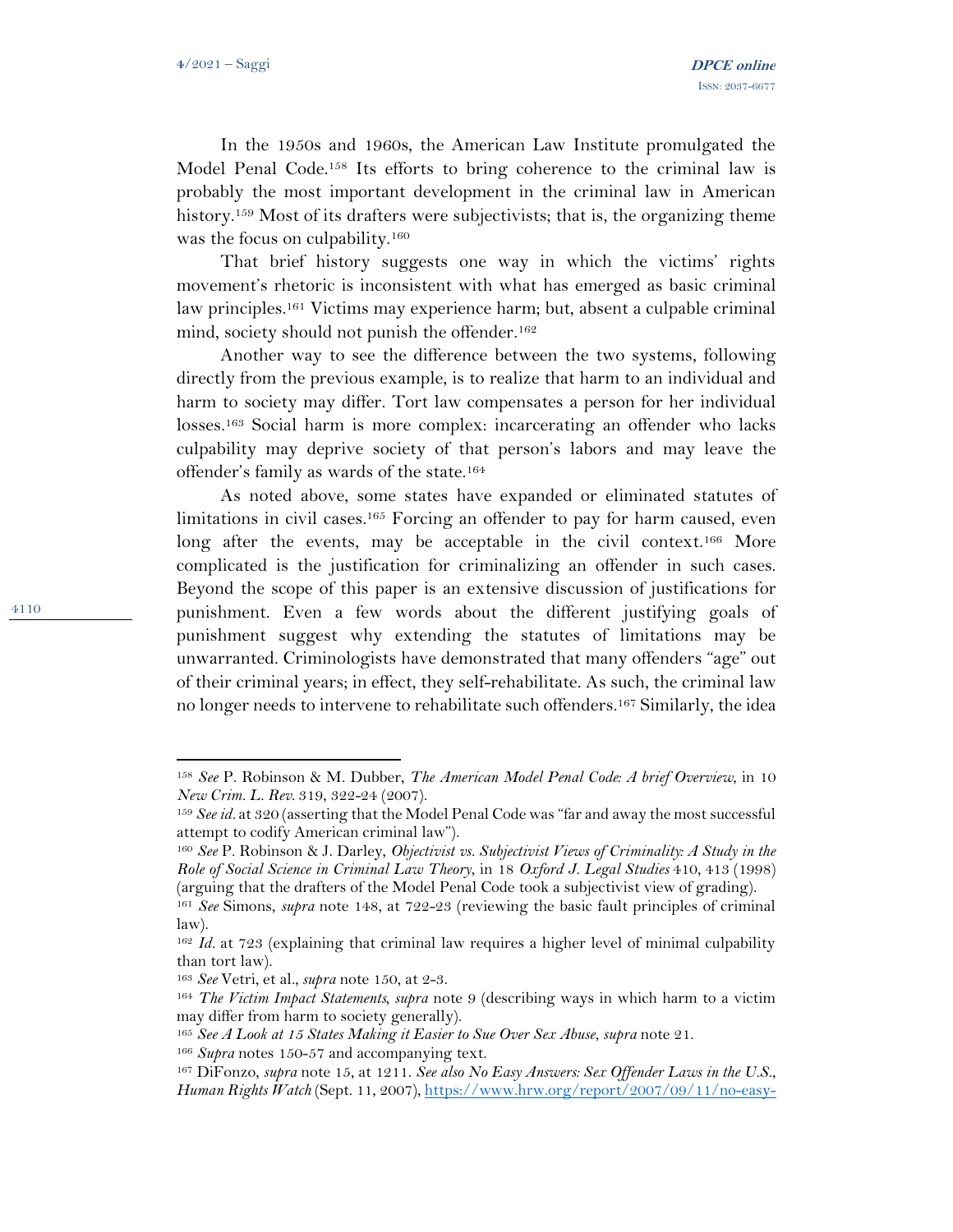In the 1950s and 1960s, the American Law Institute promulgated the Model Penal Code.[158] Its efforts to bring coherence to the criminal law is probably the most important development in the criminal law in American history.[159] Most of its drafters were subjectivists; that is, the organizing theme was the focus on culpability.[160]

That brief history suggests one way in which the victims' rights movement's rhetoric is inconsistent with what has emerged as basic criminal law principles.[161] Victims may experience harm; but, absent a culpable criminal mind, society should not punish the offender.[162]

Another way to see the difference between the two systems, following directly from the previous example, is to realize that harm to an individual and harm to society may differ. Tort law compensates a person for her individual losses.[163] Social harm is more complex: incarcerating an offender who lacks culpability may deprive society of that person's labors and may leave the offender's family as wards of the state.[164]

As noted above, some states have expanded or eliminated statutes of limitations in civil cases.[165] Forcing an offender to pay for harm caused, even long after the events, may be acceptable in the civil context.[166] More complicated is the justification for criminalizing an offender in such cases. Beyond the scope of this paper is an extensive discussion of justifications for punishment. Even a few words about the different justifying goals of punishment suggest why extending the statutes of limitations may be unwarranted. Criminologists have demonstrated that many offenders "age" out of their criminal years; in effect, they self-rehabilitate. As such, the criminal law no longer needs to intervene to rehabilitate such offenders.[167] Similarly, the idea

---

[158] *See* P. Robinson & M. Dubber, *The American Model Penal Code: A brief Overview*, in 10 *New Crim. L. Rev.* 319, 322-24 (2007).

[159] *See id.* at 320 (asserting that the Model Penal Code was "far and away the most successful attempt to codify American criminal law").

[160] *See* P. Robinson & J. Darley, *Objectivist vs. Subjectivist Views of Criminality: A Study in the Role of Social Science in Criminal Law Theory*, in 18 *Oxford J. Legal Studies* 410, 413 (1998) (arguing that the drafters of the Model Penal Code took a subjectivist view of grading).

[161] *See* Simons, *supra* note 148, at 722-23 (reviewing the basic fault principles of criminal law).

[162] *Id.* at 723 (explaining that criminal law requires a higher level of minimal culpability than tort law).

[163] *See* Vetri, et al., *supra* note 150, at 2-3.

[164] *The Victim Impact Statements*, *supra* note 9 (describing ways in which harm to a victim may differ from harm to society generally).

[165] *See A Look at 15 States Making it Easier to Sue Over Sex Abuse*, *supra* note 21.

[166] *Supra* notes 150-57 and accompanying text.

[167] DiFonzo, *supra* note 15, at 1211. *See also No Easy Answers: Sex Offender Laws in the U.S.*, *Human Rights Watch* (Sept. 11, 2007), https://www.hrw.org/report/2007/09/11/no-easy-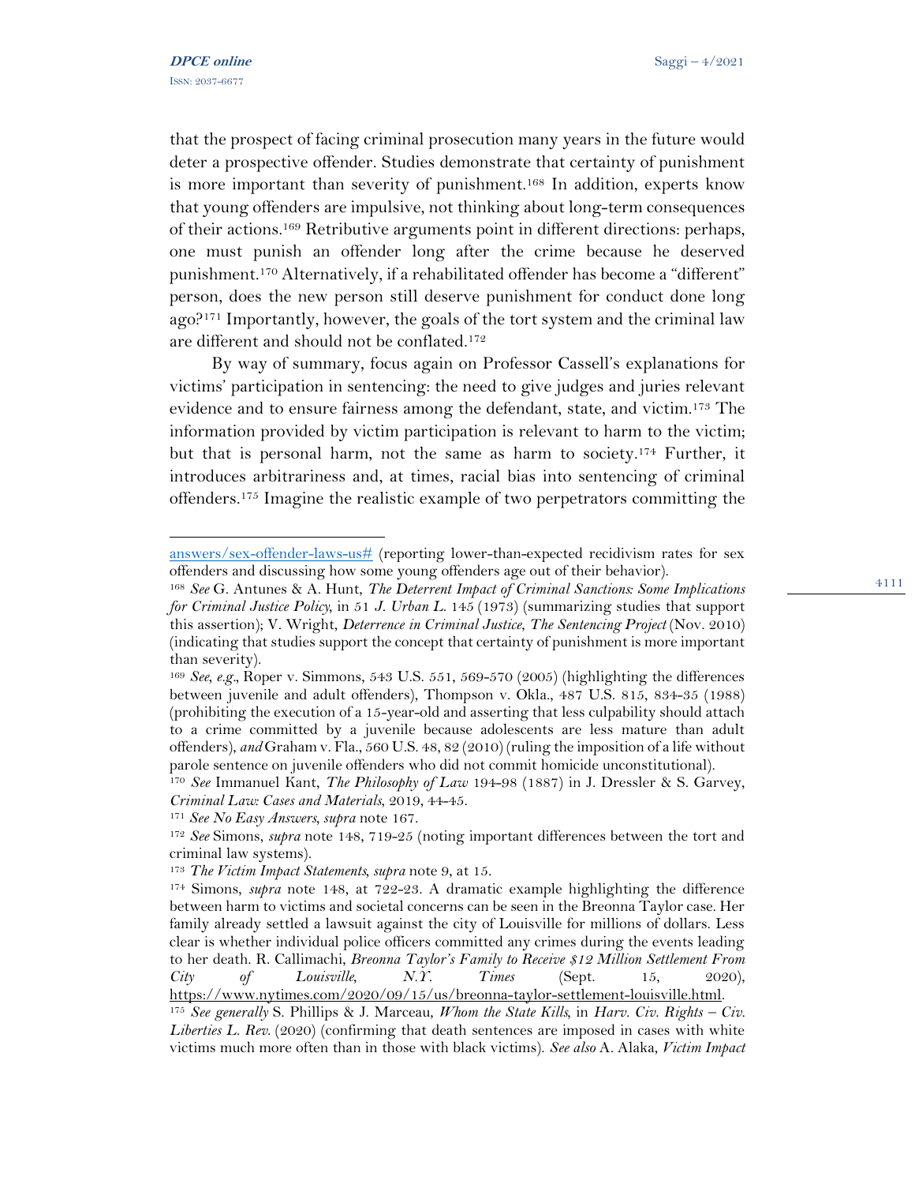that the prospect of facing criminal prosecution many years in the future would deter a prospective offender. Studies demonstrate that certainty of punishment is more important than severity of punishment.[168] In addition, experts know that young offenders are impulsive, not thinking about long-term consequences of their actions.[169] Retributive arguments point in different directions: perhaps, one must punish an offender long after the crime because he deserved punishment.[170] Alternatively, if a rehabilitated offender has become a "different" person, does the new person still deserve punishment for conduct done long ago?[171] Importantly, however, the goals of the tort system and the criminal law are different and should not be conflated.[172]

By way of summary, focus again on Professor Cassell's explanations for victims' participation in sentencing: the need to give judges and juries relevant evidence and to ensure fairness among the defendant, state, and victim.[173] The information provided by victim participation is relevant to harm to the victim; but that is personal harm, not the same as harm to society.[174] Further, it introduces arbitrariness and, at times, racial bias into sentencing of criminal offenders.[175] Imagine the realistic example of two perpetrators committing the

---

answers/sex-offender-laws-us# (reporting lower-than-expected recidivism rates for sex offenders and discussing how some young offenders age out of their behavior).

[168] *See* G. Antunes & A. Hunt, *The Deterrent Impact of Criminal Sanctions: Some Implications for Criminal Justice Policy*, in 51 *J. Urban L.* 145 (1973) (summarizing studies that support this assertion); V. Wright, *Deterrence in Criminal Justice, The Sentencing Project* (Nov. 2010) (indicating that studies support the concept that certainty of punishment is more important than severity).

[169] *See, e.g.*, Roper v. Simmons, 543 U.S. 551, 569-570 (2005) (highlighting the differences between juvenile and adult offenders), Thompson v. Okla., 487 U.S. 815, 834-35 (1988) (prohibiting the execution of a 15-year-old and asserting that less culpability should attach to a crime committed by a juvenile because adolescents are less mature than adult offenders), *and* Graham v. Fla., 560 U.S. 48, 82 (2010) (ruling the imposition of a life without parole sentence on juvenile offenders who did not commit homicide unconstitutional).

[170] *See* Immanuel Kant, *The Philosophy of Law* 194-98 (1887) in J. Dressler & S. Garvey, *Criminal Law: Cases and Materials*, 2019, 44-45.

[171] *See No Easy Answers*, *supra* note 167.

[172] *See* Simons, *supra* note 148, 719-25 (noting important differences between the tort and criminal law systems).

[173] *The Victim Impact Statements*, *supra* note 9, at 15.

[174] Simons, *supra* note 148, at 722-23. A dramatic example highlighting the difference between harm to victims and societal concerns can be seen in the Breonna Taylor case. Her family already settled a lawsuit against the city of Louisville for millions of dollars. Less clear is whether individual police officers committed any crimes during the events leading to her death. R. Callimachi, *Breonna Taylor's Family to Receive $12 Million Settlement From City of Louisville*, *N.Y. Times* (Sept. 15, 2020), https://www.nytimes.com/2020/09/15/us/breonna-taylor-settlement-louisville.html.

[175] *See generally* S. Phillips & J. Marceau, *Whom the State Kills*, in *Harv. Civ. Rights – Civ. Liberties L. Rev.* (2020) (confirming that death sentences are imposed in cases with white victims much more often than in those with black victims). *See also* A. Alaka, *Victim Impact*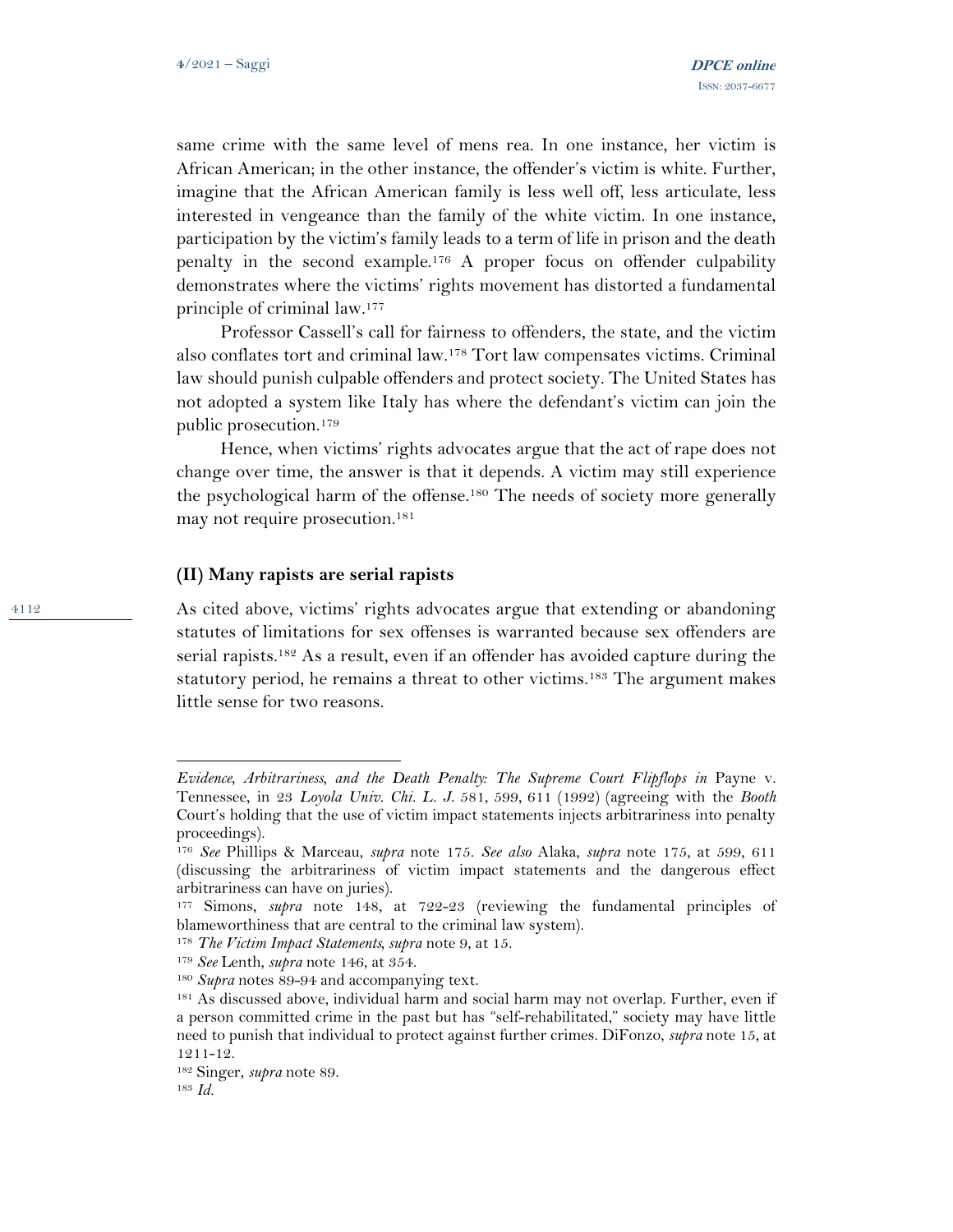same crime with the same level of mens rea. In one instance, her victim is African American; in the other instance, the offender's victim is white. Further, imagine that the African American family is less well off, less articulate, less interested in vengeance than the family of the white victim. In one instance, participation by the victim's family leads to a term of life in prison and the death penalty in the second example.[176] A proper focus on offender culpability demonstrates where the victims' rights movement has distorted a fundamental principle of criminal law.[177]

Professor Cassell's call for fairness to offenders, the state, and the victim also conflates tort and criminal law.[178] Tort law compensates victims. Criminal law should punish culpable offenders and protect society. The United States has not adopted a system like Italy has where the defendant's victim can join the public prosecution.[179]

Hence, when victims' rights advocates argue that the act of rape does not change over time, the answer is that it depends. A victim may still experience the psychological harm of the offense.[180] The needs of society more generally may not require prosecution.[181]

### (II) Many rapists are serial rapists

As cited above, victims' rights advocates argue that extending or abandoning statutes of limitations for sex offenses is warranted because sex offenders are serial rapists.[182] As a result, even if an offender has avoided capture during the statutory period, he remains a threat to other victims.[183] The argument makes little sense for two reasons.

---

*Evidence, Arbitrariness, and the Death Penalty: The Supreme Court Flipflops in* Payne v. Tennessee, in 23 *Loyola Univ. Chi. L. J.* 581, 599, 611 (1992) (agreeing with the *Booth* Court's holding that the use of victim impact statements injects arbitrariness into penalty proceedings).

[176] *See* Phillips & Marceau, *supra* note 175. *See also* Alaka, *supra* note 175, at 599, 611 (discussing the arbitrariness of victim impact statements and the dangerous effect arbitrariness can have on juries).

[177] Simons, *supra* note 148, at 722-23 (reviewing the fundamental principles of blameworthiness that are central to the criminal law system).

[178] *The Victim Impact Statements*, *supra* note 9, at 15.

[179] *See* Lenth, *supra* note 146, at 354.

[180] *Supra* notes 89-94 and accompanying text.

[181] As discussed above, individual harm and social harm may not overlap. Further, even if a person committed crime in the past but has "self-rehabilitated," society may have little need to punish that individual to protect against further crimes. DiFonzo, *supra* note 15, at 1211-12.

[182] Singer, *supra* note 89.

[183] *Id.*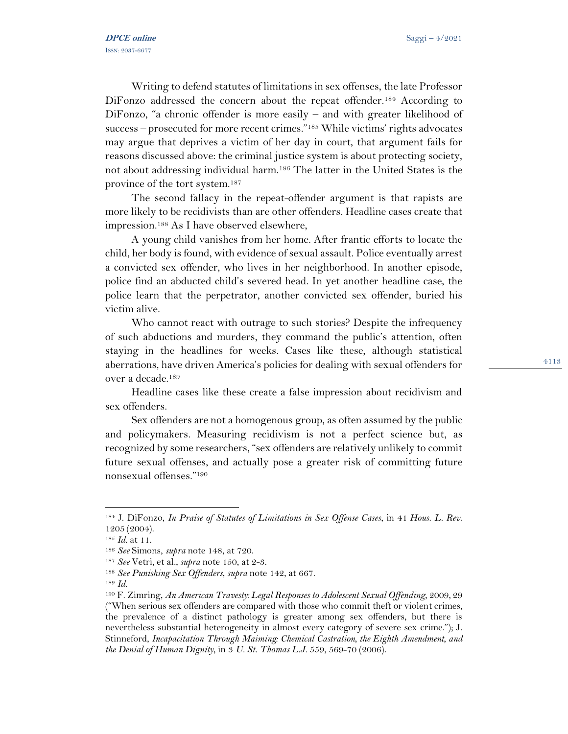Writing to defend statutes of limitations in sex offenses, the late Professor DiFonzo addressed the concern about the repeat offender.[184] According to DiFonzo, "a chronic offender is more easily – and with greater likelihood of success – prosecuted for more recent crimes."[185] While victims' rights advocates may argue that deprives a victim of her day in court, that argument fails for reasons discussed above: the criminal justice system is about protecting society, not about addressing individual harm.[186] The latter in the United States is the province of the tort system.[187]

The second fallacy in the repeat-offender argument is that rapists are more likely to be recidivists than are other offenders. Headline cases create that impression.[188] As I have observed elsewhere,

A young child vanishes from her home. After frantic efforts to locate the child, her body is found, with evidence of sexual assault. Police eventually arrest a convicted sex offender, who lives in her neighborhood. In another episode, police find an abducted child's severed head. In yet another headline case, the police learn that the perpetrator, another convicted sex offender, buried his victim alive.

Who cannot react with outrage to such stories? Despite the infrequency of such abductions and murders, they command the public's attention, often staying in the headlines for weeks. Cases like these, although statistical aberrations, have driven America's policies for dealing with sexual offenders for over a decade.[189]

Headline cases like these create a false impression about recidivism and sex offenders.

Sex offenders are not a homogenous group, as often assumed by the public and policymakers. Measuring recidivism is not a perfect science but, as recognized by some researchers, "sex offenders are relatively unlikely to commit future sexual offenses, and actually pose a greater risk of committing future nonsexual offenses."[190]

---

[184] J. DiFonzo, *In Praise of Statutes of Limitations in Sex Offense Cases*, in 41 *Hous. L. Rev.* 1205 (2004).

[185] *Id.* at 11.

[186] *See* Simons, *supra* note 148, at 720.

[187] *See* Vetri, et al., *supra* note 150, at 2-3.

[188] *See Punishing Sex Offenders*, *supra* note 142, at 667.

[189] *Id.*

[190] F. Zimring, *An American Travesty: Legal Responses to Adolescent Sexual Offending*, 2009, 29 ("When serious sex offenders are compared with those who commit theft or violent crimes, the prevalence of a distinct pathology is greater among sex offenders, but there is nevertheless substantial heterogeneity in almost every category of severe sex crime."); J. Stinneford, *Incapacitation Through Maiming: Chemical Castration, the Eighth Amendment, and the Denial of Human Dignity*, in 3 *U. St. Thomas L.J.* 559, 569-70 (2006).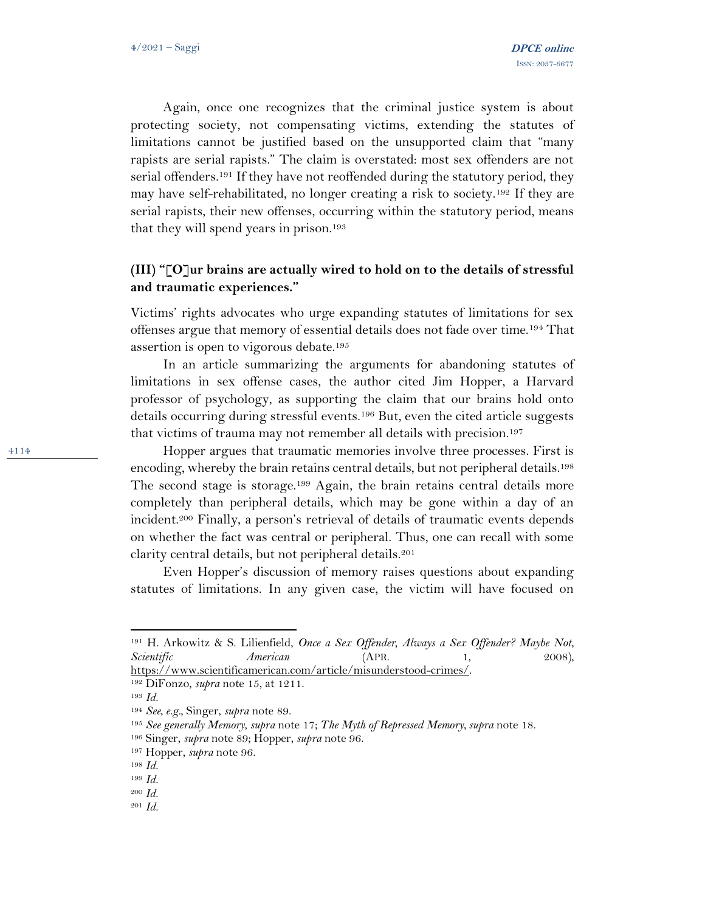Again, once one recognizes that the criminal justice system is about protecting society, not compensating victims, extending the statutes of limitations cannot be justified based on the unsupported claim that "many rapists are serial rapists." The claim is overstated: most sex offenders are not serial offenders.[191] If they have not reoffended during the statutory period, they may have self-rehabilitated, no longer creating a risk to society.[192] If they are serial rapists, their new offenses, occurring within the statutory period, means that they will spend years in prison.[193]

### (III) "[O]ur brains are actually wired to hold on to the details of stressful and traumatic experiences."

Victims' rights advocates who urge expanding statutes of limitations for sex offenses argue that memory of essential details does not fade over time.[194] That assertion is open to vigorous debate.[195]

In an article summarizing the arguments for abandoning statutes of limitations in sex offense cases, the author cited Jim Hopper, a Harvard professor of psychology, as supporting the claim that our brains hold onto details occurring during stressful events.[196] But, even the cited article suggests that victims of trauma may not remember all details with precision.[197]

Hopper argues that traumatic memories involve three processes. First is encoding, whereby the brain retains central details, but not peripheral details.[198] The second stage is storage.[199] Again, the brain retains central details more completely than peripheral details, which may be gone within a day of an incident.[200] Finally, a person's retrieval of details of traumatic events depends on whether the fact was central or peripheral. Thus, one can recall with some clarity central details, but not peripheral details.[201]

Even Hopper's discussion of memory raises questions about expanding statutes of limitations. In any given case, the victim will have focused on

---

[191] H. Arkowitz & S. Lilienfield, *Once a Sex Offender, Always a Sex Offender? Maybe Not*, *Scientific American* (Apr. 1, 2008), https://www.scientificamerican.com/article/misunderstood-crimes/.

[192] DiFonzo, *supra* note 15, at 1211.

[193] *Id.*

[194] *See, e.g.*, Singer, *supra* note 89.

[195] *See generally Memory*, *supra* note 17; *The Myth of Repressed Memory*, *supra* note 18.

[196] Singer, *supra* note 89; Hopper, *supra* note 96.

[197] Hopper, *supra* note 96.

[198] *Id.*

[199] *Id.*

[200] *Id.*

[201] *Id.*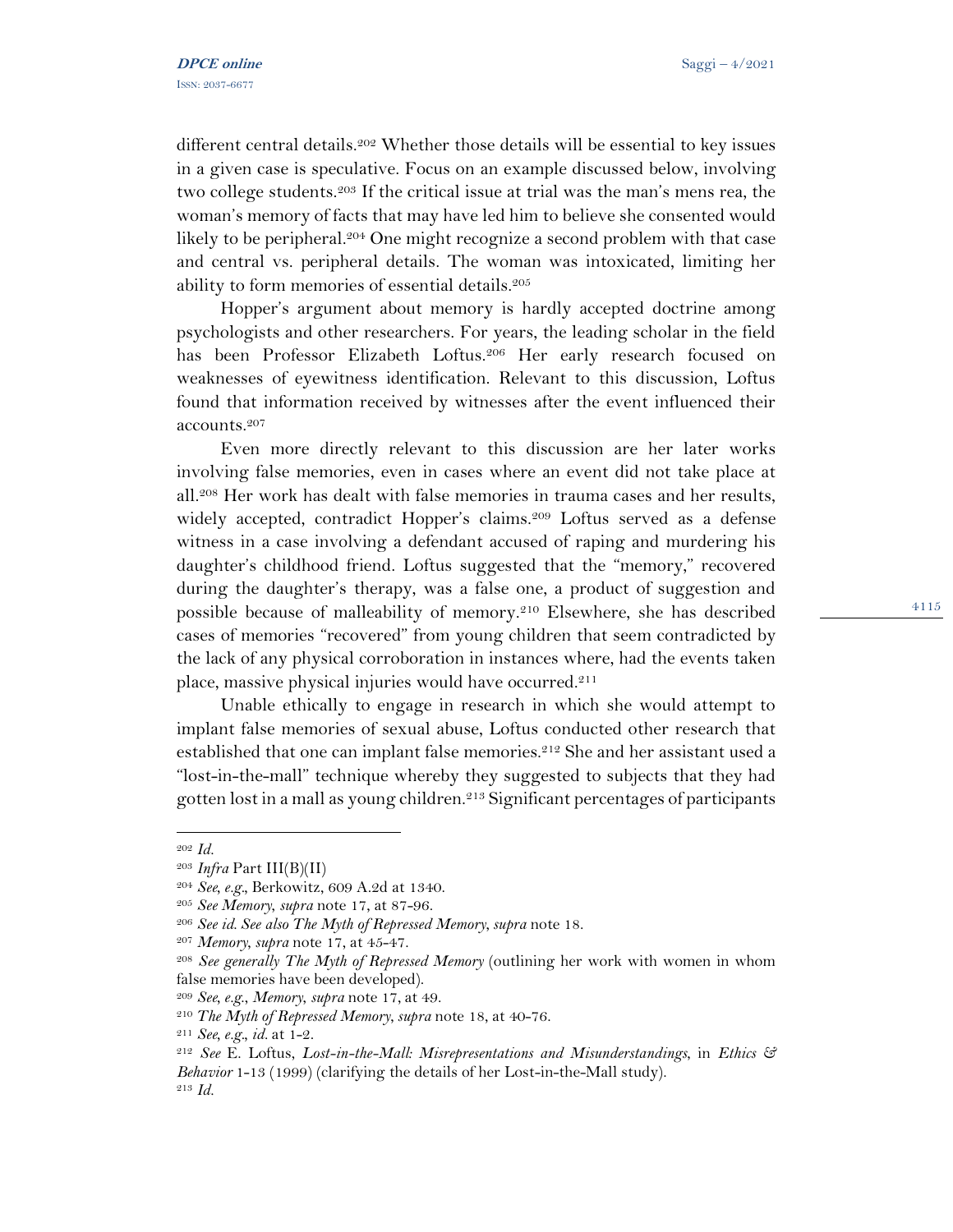different central details.[202] Whether those details will be essential to key issues in a given case is speculative. Focus on an example discussed below, involving two college students.[203] If the critical issue at trial was the man's mens rea, the woman's memory of facts that may have led him to believe she consented would likely to be peripheral.[204] One might recognize a second problem with that case and central vs. peripheral details. The woman was intoxicated, limiting her ability to form memories of essential details.[205]

Hopper's argument about memory is hardly accepted doctrine among psychologists and other researchers. For years, the leading scholar in the field has been Professor Elizabeth Loftus.[206] Her early research focused on weaknesses of eyewitness identification. Relevant to this discussion, Loftus found that information received by witnesses after the event influenced their accounts.[207]

Even more directly relevant to this discussion are her later works involving false memories, even in cases where an event did not take place at all.[208] Her work has dealt with false memories in trauma cases and her results, widely accepted, contradict Hopper's claims.[209] Loftus served as a defense witness in a case involving a defendant accused of raping and murdering his daughter's childhood friend. Loftus suggested that the "memory," recovered during the daughter's therapy, was a false one, a product of suggestion and possible because of malleability of memory.[210] Elsewhere, she has described cases of memories "recovered" from young children that seem contradicted by the lack of any physical corroboration in instances where, had the events taken place, massive physical injuries would have occurred.[211]

Unable ethically to engage in research in which she would attempt to implant false memories of sexual abuse, Loftus conducted other research that established that one can implant false memories.[212] She and her assistant used a "lost-in-the-mall" technique whereby they suggested to subjects that they had gotten lost in a mall as young children.[213] Significant percentages of participants

---

[202] *Id.*

[203] *Infra* Part III(B)(II)

[204] *See, e.g.*, Berkowitz, 609 A.2d at 1340.

[205] *See Memory*, *supra* note 17, at 87-96.

[206] *See id. See also The Myth of Repressed Memory*, *supra* note 18.

[207] *Memory*, *supra* note 17, at 45-47.

[208] *See generally The Myth of Repressed Memory* (outlining her work with women in whom false memories have been developed).

[209] *See, e.g.*, *Memory*, *supra* note 17, at 49.

[210] *The Myth of Repressed Memory*, *supra* note 18, at 40-76.

[211] *See, e.g.*, *id.* at 1-2.

[212] *See* E. Loftus, *Lost-in-the-Mall: Misrepresentations and Misunderstandings*, in *Ethics & Behavior* 1-13 (1999) (clarifying the details of her Lost-in-the-Mall study).

[213] *Id.*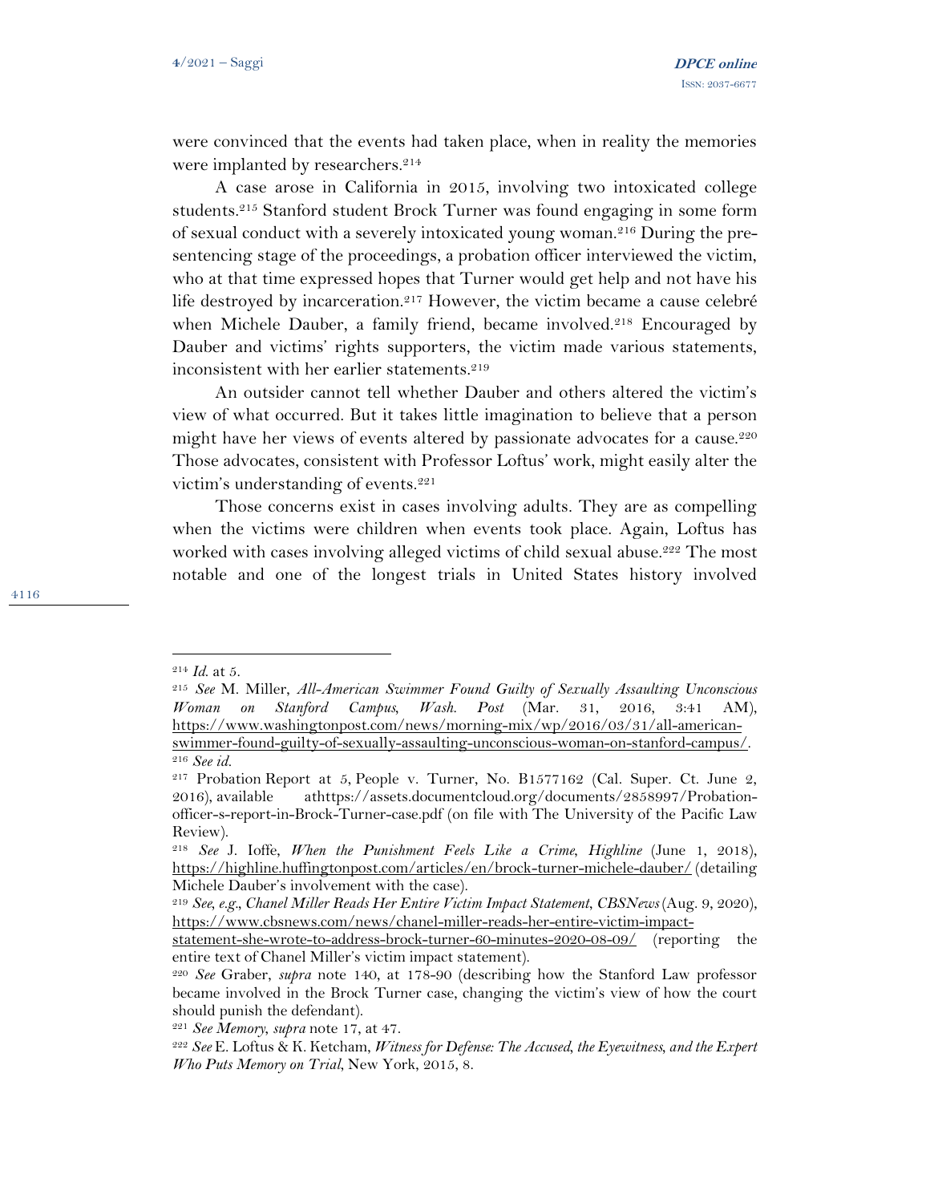were convinced that the events had taken place, when in reality the memories were implanted by researchers.[214]

A case arose in California in 2015, involving two intoxicated college students.[215] Stanford student Brock Turner was found engaging in some form of sexual conduct with a severely intoxicated young woman.[216] During the pre-sentencing stage of the proceedings, a probation officer interviewed the victim, who at that time expressed hopes that Turner would get help and not have his life destroyed by incarceration.[217] However, the victim became a cause celebré when Michele Dauber, a family friend, became involved.[218] Encouraged by Dauber and victims' rights supporters, the victim made various statements, inconsistent with her earlier statements.[219]

An outsider cannot tell whether Dauber and others altered the victim's view of what occurred. But it takes little imagination to believe that a person might have her views of events altered by passionate advocates for a cause.[220] Those advocates, consistent with Professor Loftus' work, might easily alter the victim's understanding of events.[221]

Those concerns exist in cases involving adults. They are as compelling when the victims were children when events took place. Again, Loftus has worked with cases involving alleged victims of child sexual abuse.[222] The most notable and one of the longest trials in United States history involved

---

[214] *Id.* at 5.

[215] *See* M. Miller, *All-American Swimmer Found Guilty of Sexually Assaulting Unconscious Woman on Stanford Campus*, *Wash. Post* (Mar. 31, 2016, 3:41 AM), https://www.washingtonpost.com/news/morning-mix/wp/2016/03/31/all-american-swimmer-found-guilty-of-sexually-assaulting-unconscious-woman-on-stanford-campus/.

[216] *See id.*

[217] Probation Report at 5, People v. Turner, No. B1577162 (Cal. Super. Ct. June 2, 2016), available athttps://assets.documentcloud.org/documents/2858997/Probation-officer-s-report-in-Brock-Turner-case.pdf (on file with The University of the Pacific Law Review).

[218] *See* J. Ioffe, *When the Punishment Feels Like a Crime*, *Highline* (June 1, 2018), https://highline.huffingtonpost.com/articles/en/brock-turner-michele-dauber/ (detailing Michele Dauber's involvement with the case).

[219] *See, e.g.*, *Chanel Miller Reads Her Entire Victim Impact Statement*, *CBSNews* (Aug. 9, 2020), https://www.cbsnews.com/news/chanel-miller-reads-her-entire-victim-impact-statement-she-wrote-to-address-brock-turner-60-minutes-2020-08-09/ (reporting the entire text of Chanel Miller's victim impact statement).

[220] *See* Graber, *supra* note 140, at 178-90 (describing how the Stanford Law professor became involved in the Brock Turner case, changing the victim's view of how the court should punish the defendant).

[221] *See Memory*, *supra* note 17, at 47.

[222] *See* E. Loftus & K. Ketcham, *Witness for Defense: The Accused, the Eyewitness, and the Expert Who Puts Memory on Trial*, New York, 2015, 8.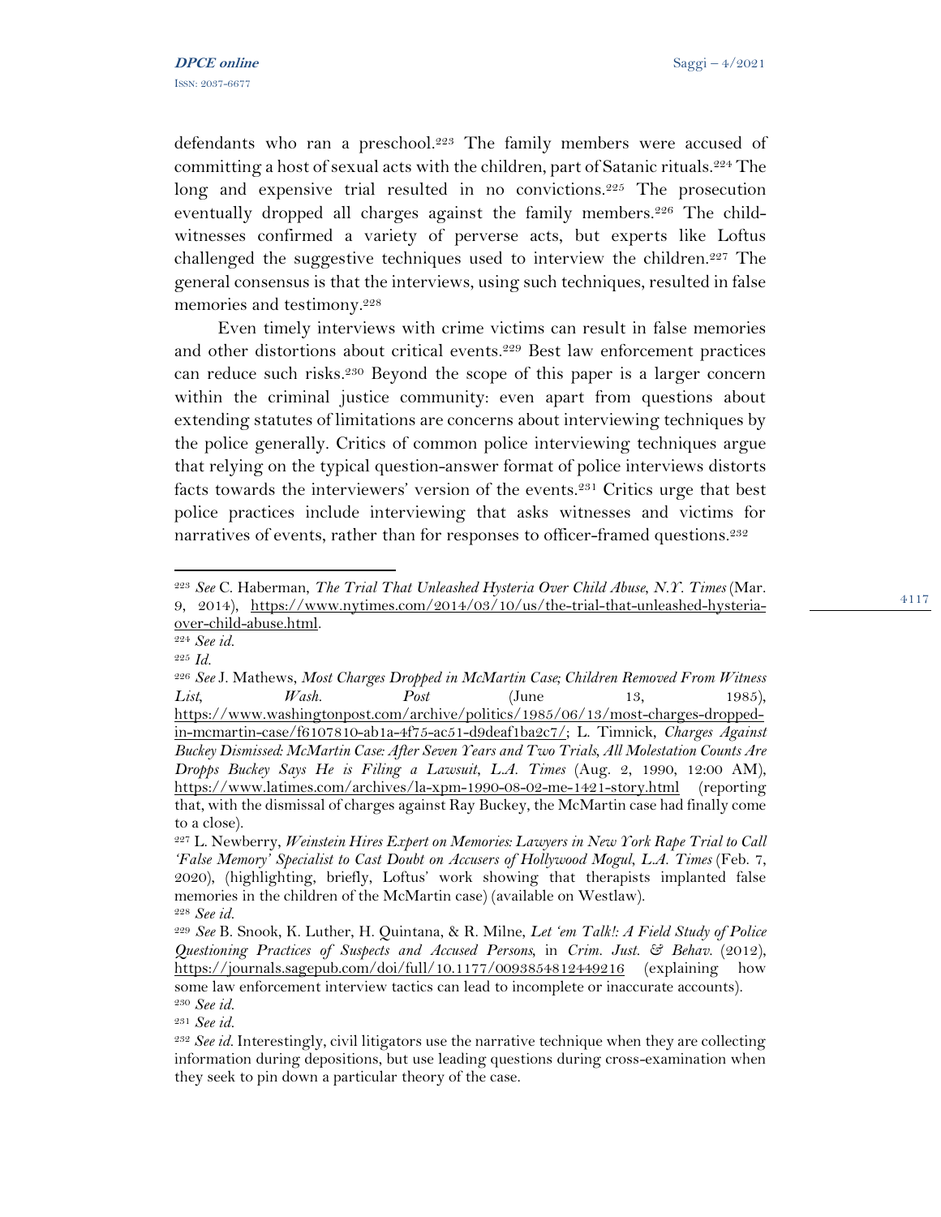defendants who ran a preschool.[223] The family members were accused of committing a host of sexual acts with the children, part of Satanic rituals.[224] The long and expensive trial resulted in no convictions.[225] The prosecution eventually dropped all charges against the family members.[226] The child-witnesses confirmed a variety of perverse acts, but experts like Loftus challenged the suggestive techniques used to interview the children.[227] The general consensus is that the interviews, using such techniques, resulted in false memories and testimony.[228]

Even timely interviews with crime victims can result in false memories and other distortions about critical events.[229] Best law enforcement practices can reduce such risks.[230] Beyond the scope of this paper is a larger concern within the criminal justice community: even apart from questions about extending statutes of limitations are concerns about interviewing techniques by the police generally. Critics of common police interviewing techniques argue that relying on the typical question-answer format of police interviews distorts facts towards the interviewers' version of the events.[231] Critics urge that best police practices include interviewing that asks witnesses and victims for narratives of events, rather than for responses to officer-framed questions.[232]

---

[223] *See* C. Haberman, *The Trial That Unleashed Hysteria Over Child Abuse*, *N.Y. Times* (Mar. 9, 2014), https://www.nytimes.com/2014/03/10/us/the-trial-that-unleashed-hysteria-over-child-abuse.html.

[224] *See id.*

[225] *Id.*

[226] *See* J. Mathews, *Most Charges Dropped in McMartin Case; Children Removed From Witness List*, *Wash. Post* (June 13, 1985), https://www.washingtonpost.com/archive/politics/1985/06/13/most-charges-dropped-in-mcmartin-case/f6107810-ab1a-4f75-ac51-d9deaf1ba2c7/; L. Timnick, *Charges Against Buckey Dismissed: McMartin Case: After Seven Years and Two Trials, All Molestation Counts Are Dropps Buckey Says He is Filing a Lawsuit*, *L.A. Times* (Aug. 2, 1990, 12:00 AM), https://www.latimes.com/archives/la-xpm-1990-08-02-me-1421-story.html (reporting that, with the dismissal of charges against Ray Buckey, the McMartin case had finally come to a close).

[227] L. Newberry, *Weinstein Hires Expert on Memories: Lawyers in New York Rape Trial to Call 'False Memory' Specialist to Cast Doubt on Accusers of Hollywood Mogul*, *L.A. Times* (Feb. 7, 2020), (highlighting, briefly, Loftus' work showing that therapists implanted false memories in the children of the McMartin case) (available on Westlaw).

[228] *See id.*

[229] *See* B. Snook, K. Luther, H. Quintana, & R. Milne, *Let 'em Talk!: A Field Study of Police Questioning Practices of Suspects and Accused Persons*, in *Crim. Just. & Behav.* (2012), https://journals.sagepub.com/doi/full/10.1177/0093854812449216 (explaining how some law enforcement interview tactics can lead to incomplete or inaccurate accounts).

[230] *See id.*

[231] *See id.*

[232] *See id.* Interestingly, civil litigators use the narrative technique when they are collecting information during depositions, but use leading questions during cross-examination when they seek to pin down a particular theory of the case.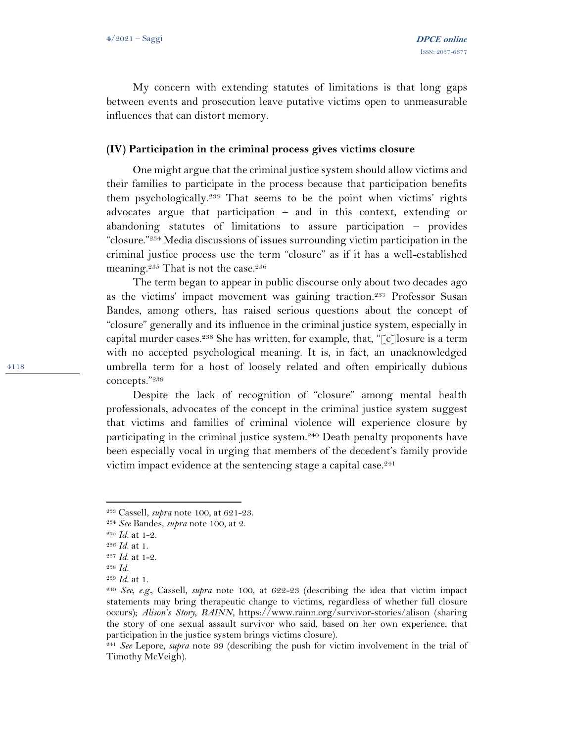My concern with extending statutes of limitations is that long gaps between events and prosecution leave putative victims open to unmeasurable influences that can distort memory.

### (IV) Participation in the criminal process gives victims closure

One might argue that the criminal justice system should allow victims and their families to participate in the process because that participation benefits them psychologically.[233] That seems to be the point when victims' rights advocates argue that participation – and in this context, extending or abandoning statutes of limitations to assure participation – provides "closure."[234] Media discussions of issues surrounding victim participation in the criminal justice process use the term "closure" as if it has a well-established meaning.[235] That is not the case.[236]

The term began to appear in public discourse only about two decades ago as the victims' impact movement was gaining traction.[237] Professor Susan Bandes, among others, has raised serious questions about the concept of "closure" generally and its influence in the criminal justice system, especially in capital murder cases.[238] She has written, for example, that, "[c]losure is a term with no accepted psychological meaning. It is, in fact, an unacknowledged umbrella term for a host of loosely related and often empirically dubious concepts."[239]

Despite the lack of recognition of "closure" among mental health professionals, advocates of the concept in the criminal justice system suggest that victims and families of criminal violence will experience closure by participating in the criminal justice system.[240] Death penalty proponents have been especially vocal in urging that members of the decedent's family provide victim impact evidence at the sentencing stage a capital case.[241]

---

[233] Cassell, *supra* note 100, at 621-23.

[234] *See* Bandes, *supra* note 100, at 2.

[235] *Id.* at 1-2.

[236] *Id.* at 1.

[237] *Id.* at 1-2.

[238] *Id.*

[239] *Id.* at 1.

[240] *See, e.g.*, Cassell, *supra* note 100, at 622-23 (describing the idea that victim impact statements may bring therapeutic change to victims, regardless of whether full closure occurs); *Alison's Story*, *RAINN*, https://www.rainn.org/survivor-stories/alison (sharing the story of one sexual assault survivor who said, based on her own experience, that participation in the justice system brings victims closure).

[241] *See* Lepore, *supra* note 99 (describing the push for victim involvement in the trial of Timothy McVeigh).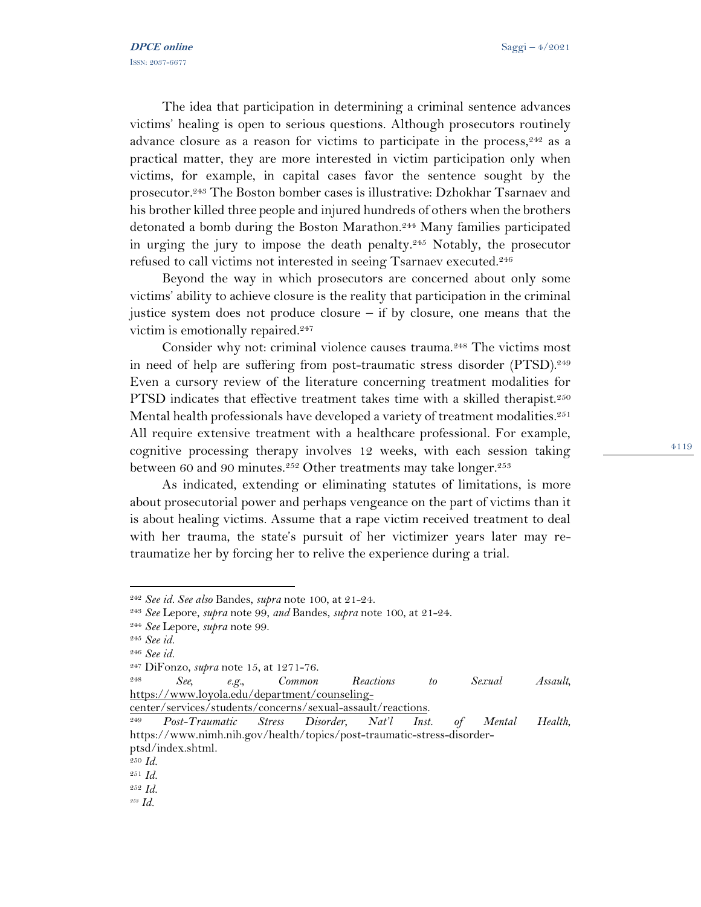The idea that participation in determining a criminal sentence advances victims' healing is open to serious questions. Although prosecutors routinely advance closure as a reason for victims to participate in the process,[242] as a practical matter, they are more interested in victim participation only when victims, for example, in capital cases favor the sentence sought by the prosecutor.[243] The Boston bomber cases is illustrative: Dzhokhar Tsarnaev and his brother killed three people and injured hundreds of others when the brothers detonated a bomb during the Boston Marathon.[244] Many families participated in urging the jury to impose the death penalty.[245] Notably, the prosecutor refused to call victims not interested in seeing Tsarnaev executed.[246]

Beyond the way in which prosecutors are concerned about only some victims' ability to achieve closure is the reality that participation in the criminal justice system does not produce closure – if by closure, one means that the victim is emotionally repaired.[247]

Consider why not: criminal violence causes trauma.[248] The victims most in need of help are suffering from post-traumatic stress disorder (PTSD).[249] Even a cursory review of the literature concerning treatment modalities for PTSD indicates that effective treatment takes time with a skilled therapist.[250] Mental health professionals have developed a variety of treatment modalities.[251] All require extensive treatment with a healthcare professional. For example, cognitive processing therapy involves 12 weeks, with each session taking between 60 and 90 minutes.[252] Other treatments may take longer.[253]

As indicated, extending or eliminating statutes of limitations, is more about prosecutorial power and perhaps vengeance on the part of victims than it is about healing victims. Assume that a rape victim received treatment to deal with her trauma, the state's pursuit of her victimizer years later may re-traumatize her by forcing her to relive the experience during a trial.

---

[242] *See id. See also* Bandes, *supra* note 100, at 21-24.

[243] *See* Lepore, *supra* note 99, *and* Bandes, *supra* note 100, at 21-24.

[244] *See* Lepore, *supra* note 99.

[245] *See id.*

[246] *See id.*

[247] DiFonzo, *supra* note 15, at 1271-76.

[248] *See, e.g., Common Reactions to Sexual Assault*, https://www.loyola.edu/department/counseling-center/services/students/concerns/sexual-assault/reactions.

[249] *Post-Traumatic Stress Disorder, Nat'l Inst. of Mental Health*, https://www.nimh.nih.gov/health/topics/post-traumatic-stress-disorder-ptsd/index.shtml.

[250] *Id.*

[251] *Id.*

[252] *Id.*

[253] *Id.*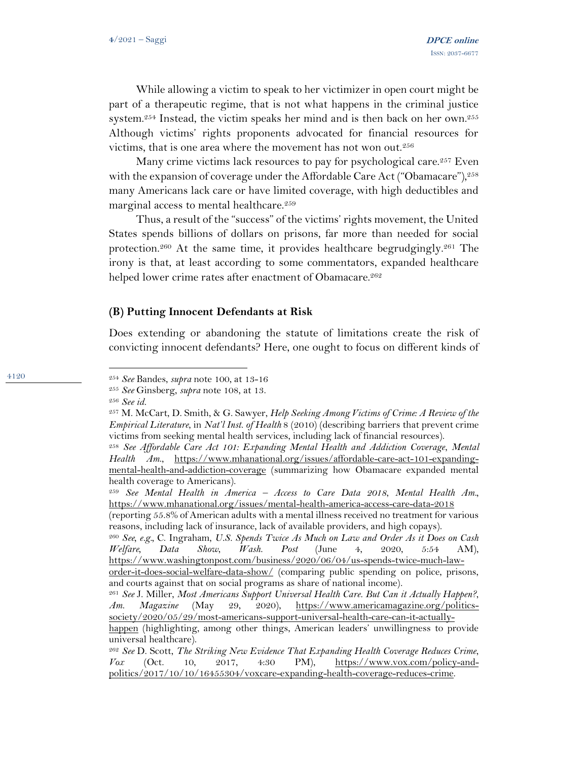While allowing a victim to speak to her victimizer in open court might be part of a therapeutic regime, that is not what happens in the criminal justice system.[254] Instead, the victim speaks her mind and is then back on her own.[255] Although victims' rights proponents advocated for financial resources for victims, that is one area where the movement has not won out.[256]

Many crime victims lack resources to pay for psychological care.[257] Even with the expansion of coverage under the Affordable Care Act ("Obamacare"),[258] many Americans lack care or have limited coverage, with high deductibles and marginal access to mental healthcare.[259]

Thus, a result of the "success" of the victims' rights movement, the United States spends billions of dollars on prisons, far more than needed for social protection.[260] At the same time, it provides healthcare begrudgingly.[261] The irony is that, at least according to some commentators, expanded healthcare helped lower crime rates after enactment of Obamacare.[262]

### (B) Putting Innocent Defendants at Risk

Does extending or abandoning the statute of limitations create the risk of convicting innocent defendants? Here, one ought to focus on different kinds of

---

[254] *See* Bandes, *supra* note 100, at 13-16

[255] *See* Ginsberg, *supra* note 108, at 13.

[256] *See id.*

[257] M. McCart, D. Smith, & G. Sawyer, *Help Seeking Among Victims of Crime: A Review of the Empirical Literature*, in *Nat'l Inst. of Health* 8 (2010) (describing barriers that prevent crime victims from seeking mental health services, including lack of financial resources).

[258] *See Affordable Care Act 101: Expanding Mental Health and Addiction Coverage*, *Mental Health Am.*, https://www.mhanational.org/issues/affordable-care-act-101-expanding-mental-health-and-addiction-coverage (summarizing how Obamacare expanded mental health coverage to Americans).

[259] *See Mental Health in America – Access to Care Data 2018*, *Mental Health Am.*, https://www.mhanational.org/issues/mental-health-america-access-care-data-2018 (reporting 55.8% of American adults with a mental illness received no treatment for various reasons, including lack of insurance, lack of available providers, and high copays).

[260] *See, e.g.*, C. Ingraham, *U.S. Spends Twice As Much on Law and Order As it Does on Cash Welfare, Data Show*, *Wash. Post* (June 4, 2020, 5:54 AM), https://www.washingtonpost.com/business/2020/06/04/us-spends-twice-much-law-order-it-does-social-welfare-data-show/ (comparing public spending on police, prisons, and courts against that on social programs as share of national income).

[261] *See* J. Miller, *Most Americans Support Universal Health Care. But Can it Actually Happen?*, *Am. Magazine* (May 29, 2020), https://www.americamagazine.org/politics-society/2020/05/29/most-americans-support-universal-health-care-can-it-actually-happen (highlighting, among other things, American leaders' unwillingness to provide universal healthcare).

[262] *See* D. Scott, *The Striking New Evidence That Expanding Health Coverage Reduces Crime*, *Vox* (Oct. 10, 2017, 4:30 PM), https://www.vox.com/policy-and-politics/2017/10/10/16455304/voxcare-expanding-health-coverage-reduces-crime.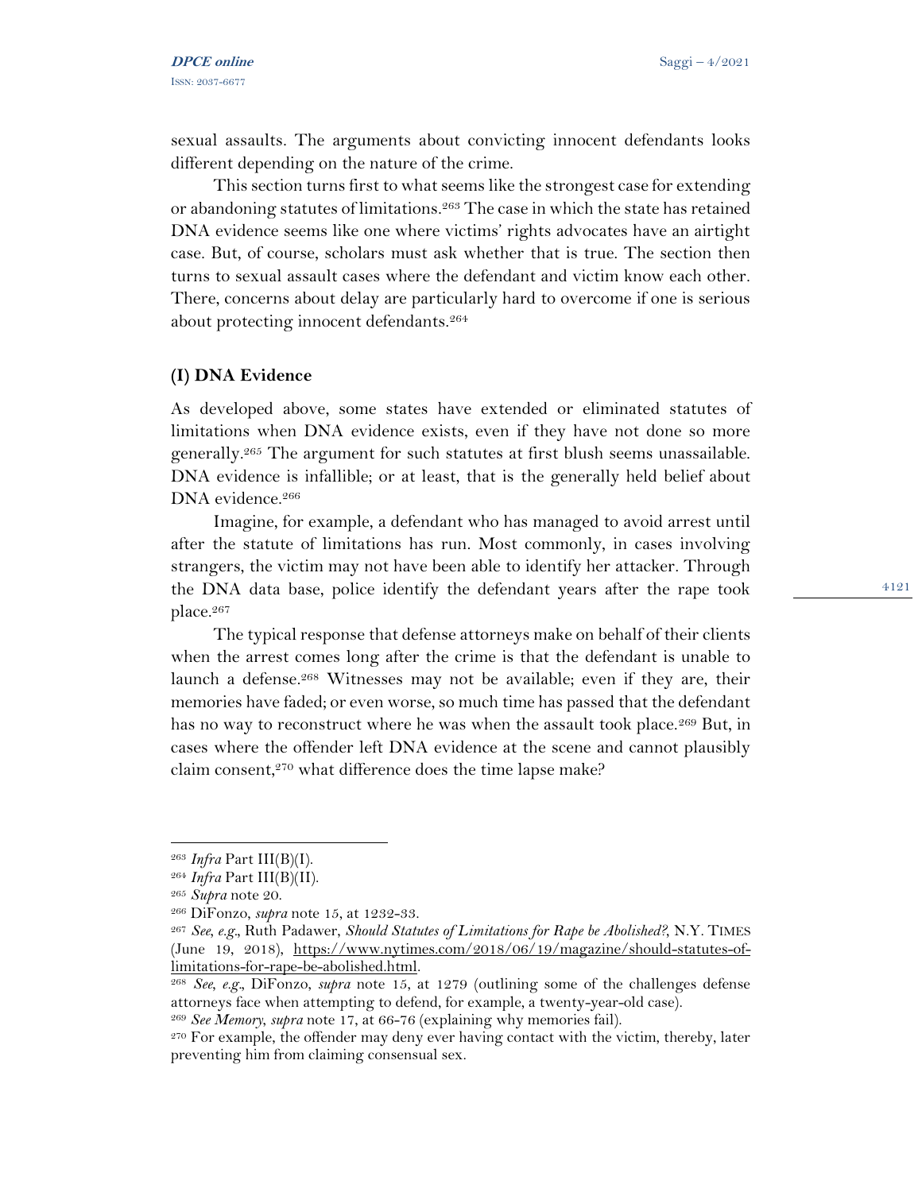sexual assaults. The arguments about convicting innocent defendants looks different depending on the nature of the crime.

This section turns first to what seems like the strongest case for extending or abandoning statutes of limitations.[263] The case in which the state has retained DNA evidence seems like one where victims' rights advocates have an airtight case. But, of course, scholars must ask whether that is true. The section then turns to sexual assault cases where the defendant and victim know each other. There, concerns about delay are particularly hard to overcome if one is serious about protecting innocent defendants.[264]

### (I) DNA Evidence

As developed above, some states have extended or eliminated statutes of limitations when DNA evidence exists, even if they have not done so more generally.[265] The argument for such statutes at first blush seems unassailable. DNA evidence is infallible; or at least, that is the generally held belief about DNA evidence.[266]

Imagine, for example, a defendant who has managed to avoid arrest until after the statute of limitations has run. Most commonly, in cases involving strangers, the victim may not have been able to identify her attacker. Through the DNA data base, police identify the defendant years after the rape took place.[267]

The typical response that defense attorneys make on behalf of their clients when the arrest comes long after the crime is that the defendant is unable to launch a defense.[268] Witnesses may not be available; even if they are, their memories have faded; or even worse, so much time has passed that the defendant has no way to reconstruct where he was when the assault took place.[269] But, in cases where the offender left DNA evidence at the scene and cannot plausibly claim consent,[270] what difference does the time lapse make?

---

[263] *Infra* Part III(B)(I).

[264] *Infra* Part III(B)(II).

[265] *Supra* note 20.

[266] DiFonzo, *supra* note 15, at 1232-33.

[267] *See, e.g.*, Ruth Padawer, *Should Statutes of Limitations for Rape be Abolished?*, N.Y. TIMES (June 19, 2018), https://www.nytimes.com/2018/06/19/magazine/should-statutes-of-limitations-for-rape-be-abolished.html.

[268] *See, e.g.*, DiFonzo, *supra* note 15, at 1279 (outlining some of the challenges defense attorneys face when attempting to defend, for example, a twenty-year-old case).

[269] *See Memory*, *supra* note 17, at 66-76 (explaining why memories fail).

[270] For example, the offender may deny ever having contact with the victim, thereby, later preventing him from claiming consensual sex.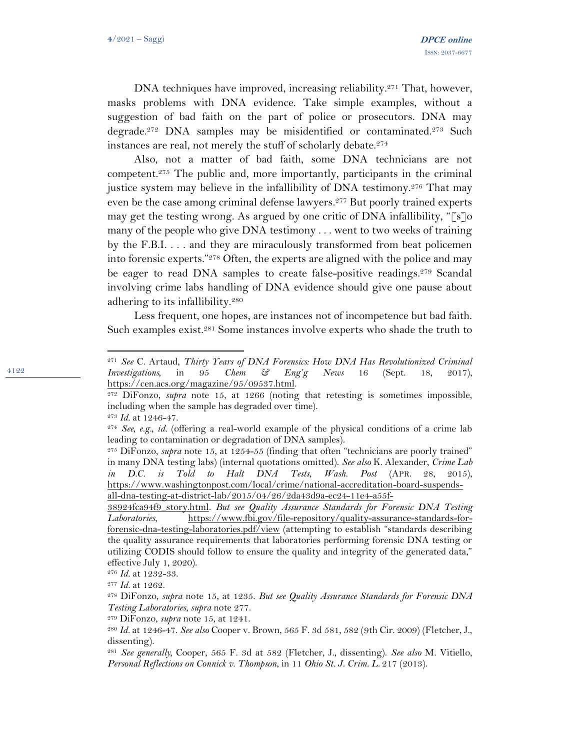DNA techniques have improved, increasing reliability.[271] That, however, masks problems with DNA evidence. Take simple examples, without a suggestion of bad faith on the part of police or prosecutors. DNA may degrade.[272] DNA samples may be misidentified or contaminated.[273] Such instances are real, not merely the stuff of scholarly debate.[274]

Also, not a matter of bad faith, some DNA technicians are not competent.[275] The public and, more importantly, participants in the criminal justice system may believe in the infallibility of DNA testimony.[276] That may even be the case among criminal defense lawyers.[277] But poorly trained experts may get the testing wrong. As argued by one critic of DNA infallibility, "[s]o many of the people who give DNA testimony . . . went to two weeks of training by the F.B.I. . . . and they are miraculously transformed from beat policemen into forensic experts."[278] Often, the experts are aligned with the police and may be eager to read DNA samples to create false-positive readings.[279] Scandal involving crime labs handling of DNA evidence should give one pause about adhering to its infallibility.[280]

Less frequent, one hopes, are instances not of incompetence but bad faith. Such examples exist.[281] Some instances involve experts who shade the truth to

---

[271] *See* C. Artaud, *Thirty Years of DNA Forensics: How DNA Has Revolutionized Criminal Investigations*, in 95 *Chem & Eng'g News* 16 (Sept. 18, 2017), https://cen.acs.org/magazine/95/09537.html.

[272] DiFonzo, *supra* note 15, at 1266 (noting that retesting is sometimes impossible, including when the sample has degraded over time).

[273] *Id.* at 1246-47.

[274] *See, e.g., id.* (offering a real-world example of the physical conditions of a crime lab leading to contamination or degradation of DNA samples).

[275] DiFonzo, *supra* note 15, at 1254-55 (finding that often "technicians are poorly trained" in many DNA testing labs) (internal quotations omitted). *See also* K. Alexander, *Crime Lab in D.C. is Told to Halt DNA Tests*, *Wash. Post* (APR. 28, 2015), https://www.washingtonpost.com/local/crime/national-accreditation-board-suspends-all-dna-testing-at-district-lab/2015/04/26/2da43d9a-ec24-11e4-a55f-38924fca94f9_story.html. *But see Quality Assurance Standards for Forensic DNA Testing Laboratories*, https://www.fbi.gov/file-repository/quality-assurance-standards-for-forensic-dna-testing-laboratories.pdf/view (attempting to establish "standards describing the quality assurance requirements that laboratories performing forensic DNA testing or utilizing CODIS should follow to ensure the quality and integrity of the generated data," effective July 1, 2020).

[276] *Id.* at 1232-33.

[277] *Id.* at 1262.

[278] DiFonzo, *supra* note 15, at 1235. *But see Quality Assurance Standards for Forensic DNA Testing Laboratories*, *supra* note 277.

[279] DiFonzo, *supra* note 15, at 1241.

[280] *Id.* at 1246-47. *See also* Cooper v. Brown, 565 F. 3d 581, 582 (9th Cir. 2009) (Fletcher, J., dissenting).

[281] *See generally*, Cooper, 565 F. 3d at 582 (Fletcher, J., dissenting). *See also* M. Vitiello, *Personal Reflections on Connick v. Thompson*, in 11 *Ohio St. J. Crim. L.* 217 (2013).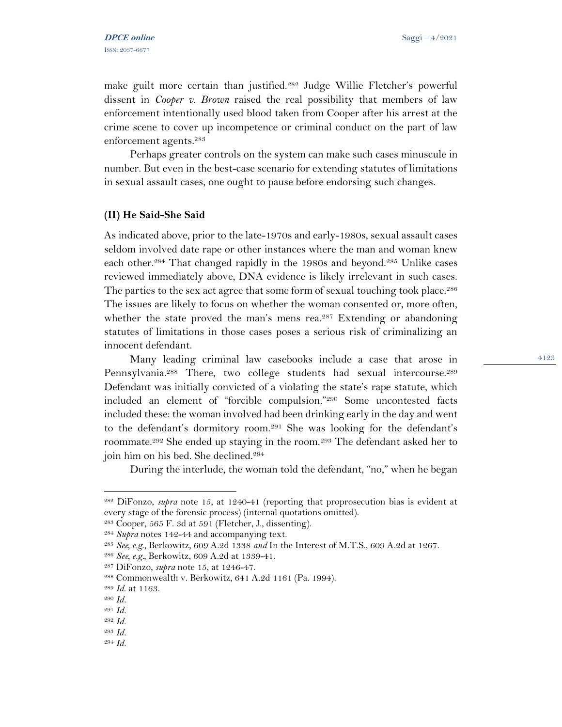make guilt more certain than justified.[282] Judge Willie Fletcher's powerful dissent in *Cooper v. Brown* raised the real possibility that members of law enforcement intentionally used blood taken from Cooper after his arrest at the crime scene to cover up incompetence or criminal conduct on the part of law enforcement agents.[283]

Perhaps greater controls on the system can make such cases minuscule in number. But even in the best-case scenario for extending statutes of limitations in sexual assault cases, one ought to pause before endorsing such changes.

### (II) He Said-She Said

As indicated above, prior to the late-1970s and early-1980s, sexual assault cases seldom involved date rape or other instances where the man and woman knew each other.[284] That changed rapidly in the 1980s and beyond.[285] Unlike cases reviewed immediately above, DNA evidence is likely irrelevant in such cases. The parties to the sex act agree that some form of sexual touching took place.[286] The issues are likely to focus on whether the woman consented or, more often, whether the state proved the man's mens rea.[287] Extending or abandoning statutes of limitations in those cases poses a serious risk of criminalizing an innocent defendant.

Many leading criminal law casebooks include a case that arose in Pennsylvania.[288] There, two college students had sexual intercourse.[289] Defendant was initially convicted of a violating the state's rape statute, which included an element of "forcible compulsion."[290] Some uncontested facts included these: the woman involved had been drinking early in the day and went to the defendant's dormitory room.[291] She was looking for the defendant's roommate.[292] She ended up staying in the room.[293] The defendant asked her to join him on his bed. She declined.[294]

During the interlude, the woman told the defendant, "no," when he began

---

[282] DiFonzo, *supra* note 15, at 1240-41 (reporting that proprosecution bias is evident at every stage of the forensic process) (internal quotations omitted).
[283] Cooper, 565 F. 3d at 591 (Fletcher, J., dissenting).
[284] *Supra* notes 142-44 and accompanying text.
[285] *See, e.g.*, Berkowitz, 609 A.2d 1338 *and* In the Interest of M.T.S., 609 A.2d at 1267.
[286] *See, e.g.*, Berkowitz, 609 A.2d at 1339-41.
[287] DiFonzo, *supra* note 15, at 1246-47.
[288] Commonwealth v. Berkowitz, 641 A.2d 1161 (Pa. 1994).
[289] *Id.* at 1163.
[290] *Id.*
[291] *Id.*
[292] *Id.*
[293] *Id.*
[294] *Id.*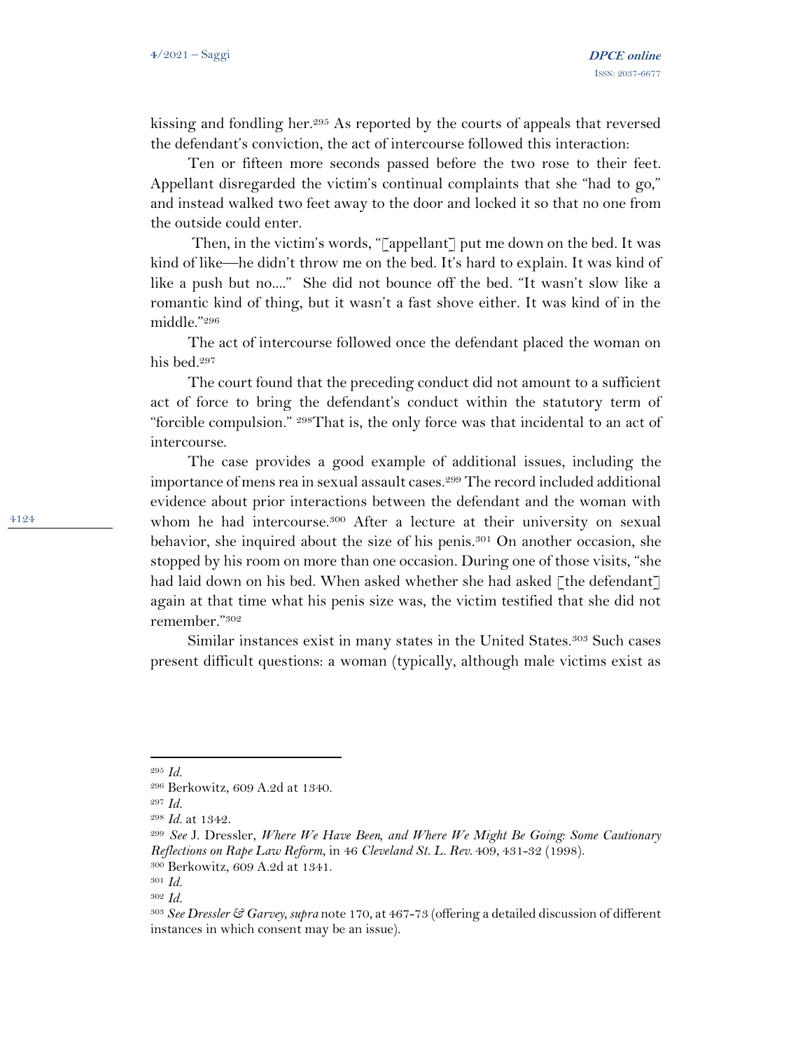kissing and fondling her.[295] As reported by the courts of appeals that reversed the defendant's conviction, the act of intercourse followed this interaction:

Ten or fifteen more seconds passed before the two rose to their feet. Appellant disregarded the victim's continual complaints that she "had to go," and instead walked two feet away to the door and locked it so that no one from the outside could enter.

Then, in the victim's words, "[appellant] put me down on the bed. It was kind of like—he didn't throw me on the bed. It's hard to explain. It was kind of like a push but no...." She did not bounce off the bed. "It wasn't slow like a romantic kind of thing, but it wasn't a fast shove either. It was kind of in the middle."[296]

The act of intercourse followed once the defendant placed the woman on his bed.[297]

The court found that the preceding conduct did not amount to a sufficient act of force to bring the defendant's conduct within the statutory term of "forcible compulsion." [298]That is, the only force was that incidental to an act of intercourse.

The case provides a good example of additional issues, including the importance of mens rea in sexual assault cases.[299] The record included additional evidence about prior interactions between the defendant and the woman with whom he had intercourse.[300] After a lecture at their university on sexual behavior, she inquired about the size of his penis.[301] On another occasion, she stopped by his room on more than one occasion. During one of those visits, "she had laid down on his bed. When asked whether she had asked [the defendant] again at that time what his penis size was, the victim testified that she did not remember."[302]

Similar instances exist in many states in the United States.[303] Such cases present difficult questions: a woman (typically, although male victims exist as

---

[295] *Id.*

[296] Berkowitz, 609 A.2d at 1340.

[297] *Id.*

[298] *Id.* at 1342.

[299] *See* J. Dressler, *Where We Have Been, and Where We Might Be Going: Some Cautionary Reflections on Rape Law Reform*, in 46 *Cleveland St. L. Rev.* 409, 431-32 (1998).

[300] Berkowitz, 609 A.2d at 1341.

[301] *Id.*

[302] *Id.*

[303] *See Dressler & Garvey, supra* note 170, at 467-73 (offering a detailed discussion of different instances in which consent may be an issue).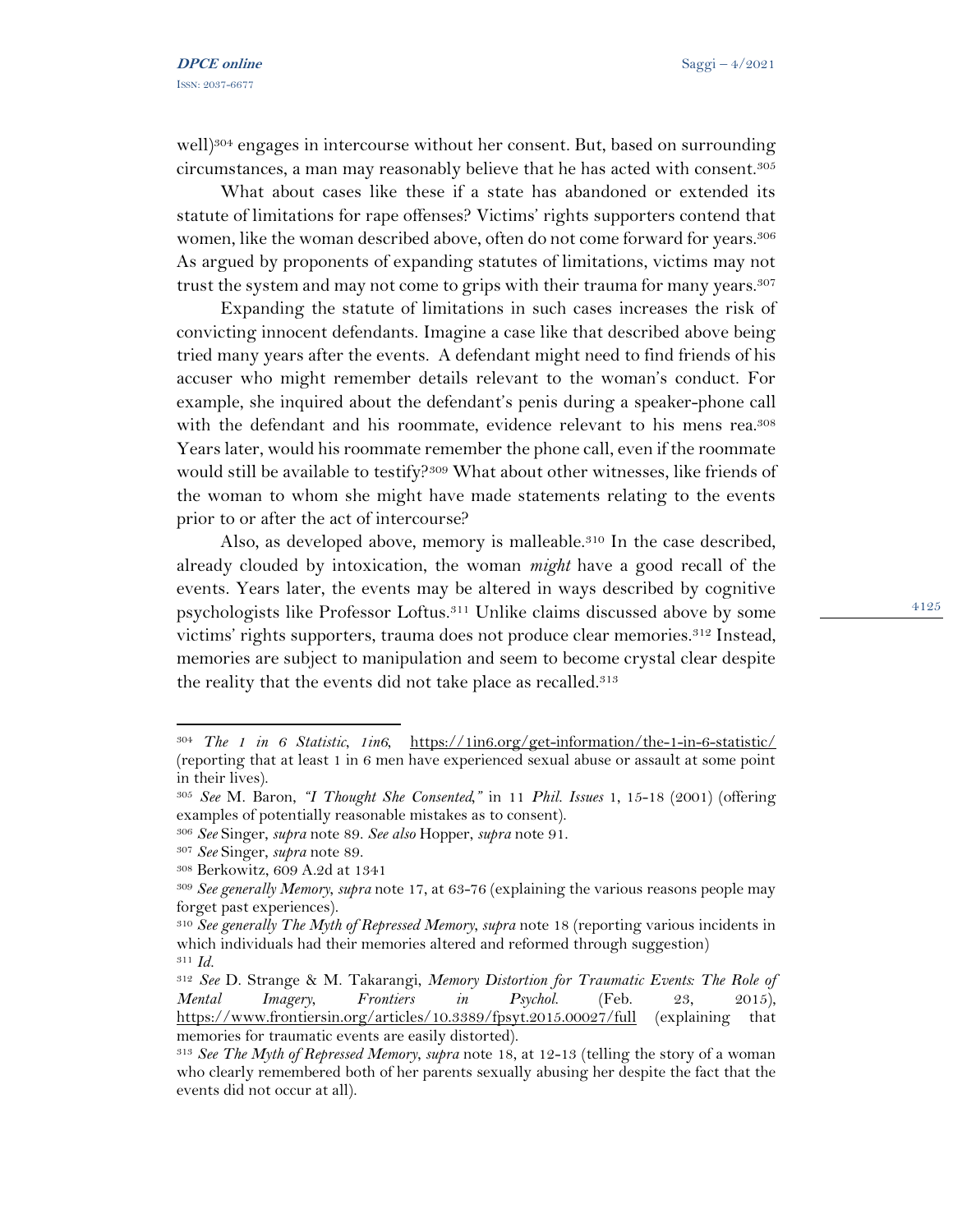well)[304] engages in intercourse without her consent. But, based on surrounding circumstances, a man may reasonably believe that he has acted with consent.[305]

What about cases like these if a state has abandoned or extended its statute of limitations for rape offenses? Victims' rights supporters contend that women, like the woman described above, often do not come forward for years.[306] As argued by proponents of expanding statutes of limitations, victims may not trust the system and may not come to grips with their trauma for many years.[307]

Expanding the statute of limitations in such cases increases the risk of convicting innocent defendants. Imagine a case like that described above being tried many years after the events. A defendant might need to find friends of his accuser who might remember details relevant to the woman's conduct. For example, she inquired about the defendant's penis during a speaker-phone call with the defendant and his roommate, evidence relevant to his mens rea.[308] Years later, would his roommate remember the phone call, even if the roommate would still be available to testify?[309] What about other witnesses, like friends of the woman to whom she might have made statements relating to the events prior to or after the act of intercourse?

Also, as developed above, memory is malleable.[310] In the case described, already clouded by intoxication, the woman *might* have a good recall of the events. Years later, the events may be altered in ways described by cognitive psychologists like Professor Loftus.[311] Unlike claims discussed above by some victims' rights supporters, trauma does not produce clear memories.[312] Instead, memories are subject to manipulation and seem to become crystal clear despite the reality that the events did not take place as recalled.[313]

---

[304] *The 1 in 6 Statistic*, *1in6*, https://1in6.org/get-information/the-1-in-6-statistic/ (reporting that at least 1 in 6 men have experienced sexual abuse or assault at some point in their lives).

[305] *See* M. Baron, *"I Thought She Consented,"* in 11 *Phil. Issues* 1, 15-18 (2001) (offering examples of potentially reasonable mistakes as to consent).

[306] *See* Singer, *supra* note 89. *See also* Hopper, *supra* note 91.

[307] *See* Singer, *supra* note 89.

[308] Berkowitz, 609 A.2d at 1341

[309] *See generally Memory*, *supra* note 17, at 63-76 (explaining the various reasons people may forget past experiences).

[310] *See generally The Myth of Repressed Memory*, *supra* note 18 (reporting various incidents in which individuals had their memories altered and reformed through suggestion)

[311] *Id.*

[312] *See* D. Strange & M. Takarangi, *Memory Distortion for Traumatic Events: The Role of Mental Imagery*, *Frontiers in Psychol.* (Feb. 23, 2015), https://www.frontiersin.org/articles/10.3389/fpsyt.2015.00027/full (explaining that memories for traumatic events are easily distorted).

[313] *See The Myth of Repressed Memory*, *supra* note 18, at 12-13 (telling the story of a woman who clearly remembered both of her parents sexually abusing her despite the fact that the events did not occur at all).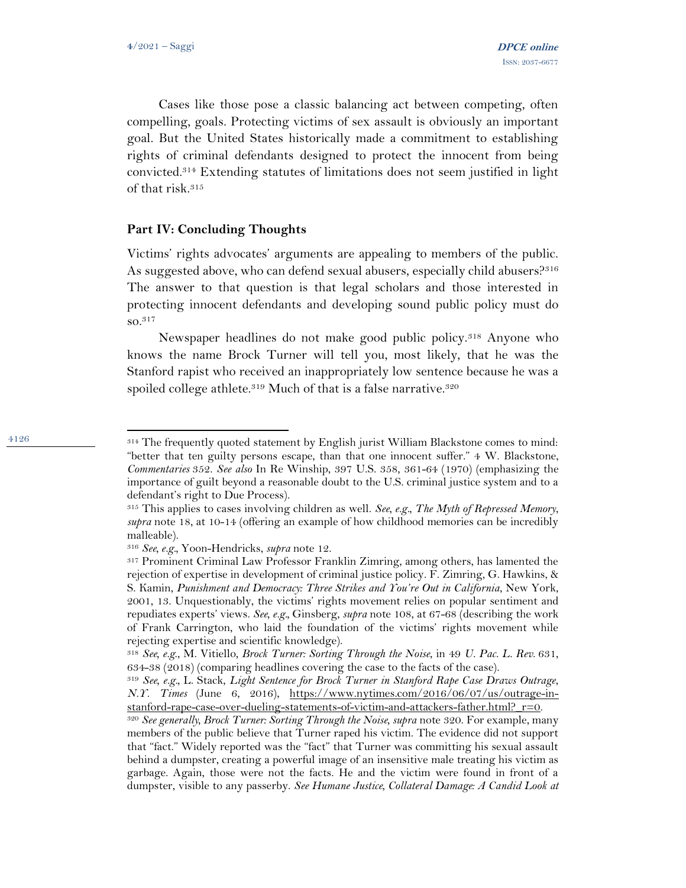Cases like those pose a classic balancing act between competing, often compelling, goals. Protecting victims of sex assault is obviously an important goal. But the United States historically made a commitment to establishing rights of criminal defendants designed to protect the innocent from being convicted.[314] Extending statutes of limitations does not seem justified in light of that risk.[315]

### Part IV: Concluding Thoughts

Victims' rights advocates' arguments are appealing to members of the public. As suggested above, who can defend sexual abusers, especially child abusers?[316] The answer to that question is that legal scholars and those interested in protecting innocent defendants and developing sound public policy must do so.[317]

Newspaper headlines do not make good public policy.[318] Anyone who knows the name Brock Turner will tell you, most likely, that he was the Stanford rapist who received an inappropriately low sentence because he was a spoiled college athlete.[319] Much of that is a false narrative.[320]

---

[314] The frequently quoted statement by English jurist William Blackstone comes to mind: "better that ten guilty persons escape, than that one innocent suffer." 4 W. Blackstone, *Commentaries* 352. *See also* In Re Winship, 397 U.S. 358, 361-64 (1970) (emphasizing the importance of guilt beyond a reasonable doubt to the U.S. criminal justice system and to a defendant's right to Due Process).

[315] This applies to cases involving children as well. *See, e.g., The Myth of Repressed Memory*, *supra* note 18, at 10-14 (offering an example of how childhood memories can be incredibly malleable).

[316] *See, e.g.*, Yoon-Hendricks, *supra* note 12.

[317] Prominent Criminal Law Professor Franklin Zimring, among others, has lamented the rejection of expertise in development of criminal justice policy. F. Zimring, G. Hawkins, & S. Kamin, *Punishment and Democracy: Three Strikes and You're Out in California*, New York, 2001, 13. Unquestionably, the victims' rights movement relies on popular sentiment and repudiates experts' views. *See, e.g.*, Ginsberg, *supra* note 108, at 67-68 (describing the work of Frank Carrington, who laid the foundation of the victims' rights movement while rejecting expertise and scientific knowledge).

[318] *See, e.g.*, M. Vitiello, *Brock Turner: Sorting Through the Noise*, in 49 *U. Pac. L. Rev.* 631, 634-38 (2018) (comparing headlines covering the case to the facts of the case).

[319] *See, e.g.*, L. Stack, *Light Sentence for Brock Turner in Stanford Rape Case Draws Outrage*, *N.Y. Times* (June 6, 2016), https://www.nytimes.com/2016/06/07/us/outrage-in-stanford-rape-case-over-dueling-statements-of-victim-and-attackers-father.html?_r=0.

[320] *See generally*, *Brock Turner: Sorting Through the Noise*, *supra* note 320. For example, many members of the public believe that Turner raped his victim. The evidence did not support that "fact." Widely reported was the "fact" that Turner was committing his sexual assault behind a dumpster, creating a powerful image of an insensitive male treating his victim as garbage. Again, those were not the facts. He and the victim were found in front of a dumpster, visible to any passerby. *See Humane Justice, Collateral Damage: A Candid Look at*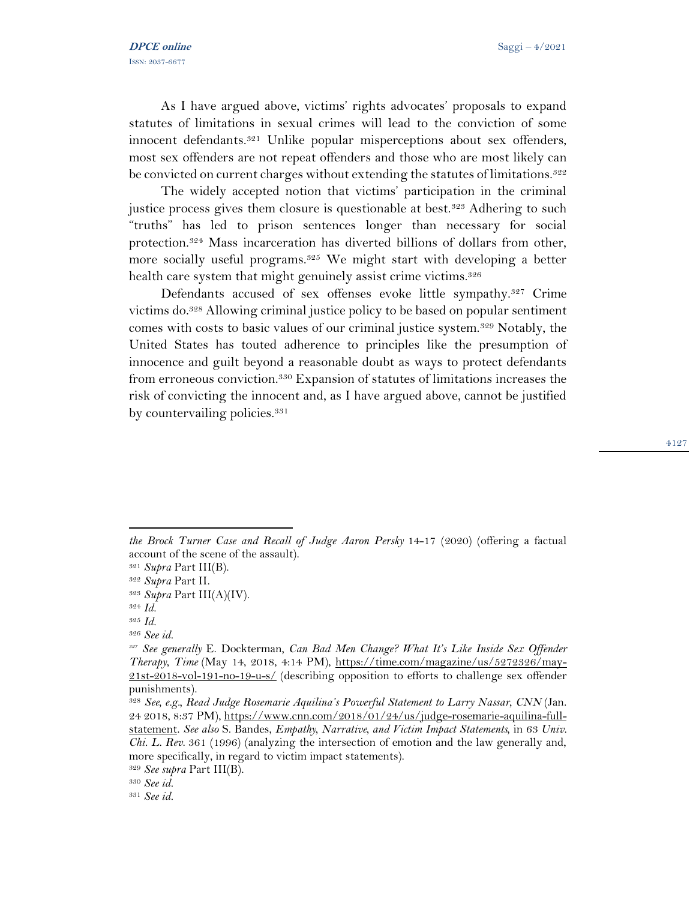As I have argued above, victims' rights advocates' proposals to expand statutes of limitations in sexual crimes will lead to the conviction of some innocent defendants.[321] Unlike popular misperceptions about sex offenders, most sex offenders are not repeat offenders and those who are most likely can be convicted on current charges without extending the statutes of limitations.[322]

The widely accepted notion that victims' participation in the criminal justice process gives them closure is questionable at best.[323] Adhering to such "truths" has led to prison sentences longer than necessary for social protection.[324] Mass incarceration has diverted billions of dollars from other, more socially useful programs.[325] We might start with developing a better health care system that might genuinely assist crime victims.[326]

Defendants accused of sex offenses evoke little sympathy.[327] Crime victims do.[328] Allowing criminal justice policy to be based on popular sentiment comes with costs to basic values of our criminal justice system.[329] Notably, the United States has touted adherence to principles like the presumption of innocence and guilt beyond a reasonable doubt as ways to protect defendants from erroneous conviction.[330] Expansion of statutes of limitations increases the risk of convicting the innocent and, as I have argued above, cannot be justified by countervailing policies.[331]

---

*the Brock Turner Case and Recall of Judge Aaron Persky* 14-17 (2020) (offering a factual account of the scene of the assault).

[321] *Supra* Part III(B).

[322] *Supra* Part II.

[323] *Supra* Part III(A)(IV).

[324] *Id.*

[325] *Id.*

[326] *See id.*

[327] *See generally* E. Dockterman, *Can Bad Men Change? What It's Like Inside Sex Offender Therapy*, *Time* (May 14, 2018, 4:14 PM), https://time.com/magazine/us/5272326/may-21st-2018-vol-191-no-19-u-s/ (describing opposition to efforts to challenge sex offender punishments).

[328] *See, e.g.*, *Read Judge Rosemarie Aquilina's Powerful Statement to Larry Nassar*, *CNN* (Jan. 24 2018, 8:37 PM), https://www.cnn.com/2018/01/24/us/judge-rosemarie-aquilina-full-statement. *See also* S. Bandes, *Empathy, Narrative, and Victim Impact Statements*, in 63 *Univ. Chi. L. Rev.* 361 (1996) (analyzing the intersection of emotion and the law generally and, more specifically, in regard to victim impact statements).

[329] *See supra* Part III(B).

[330] *See id.*

[331] *See id.*